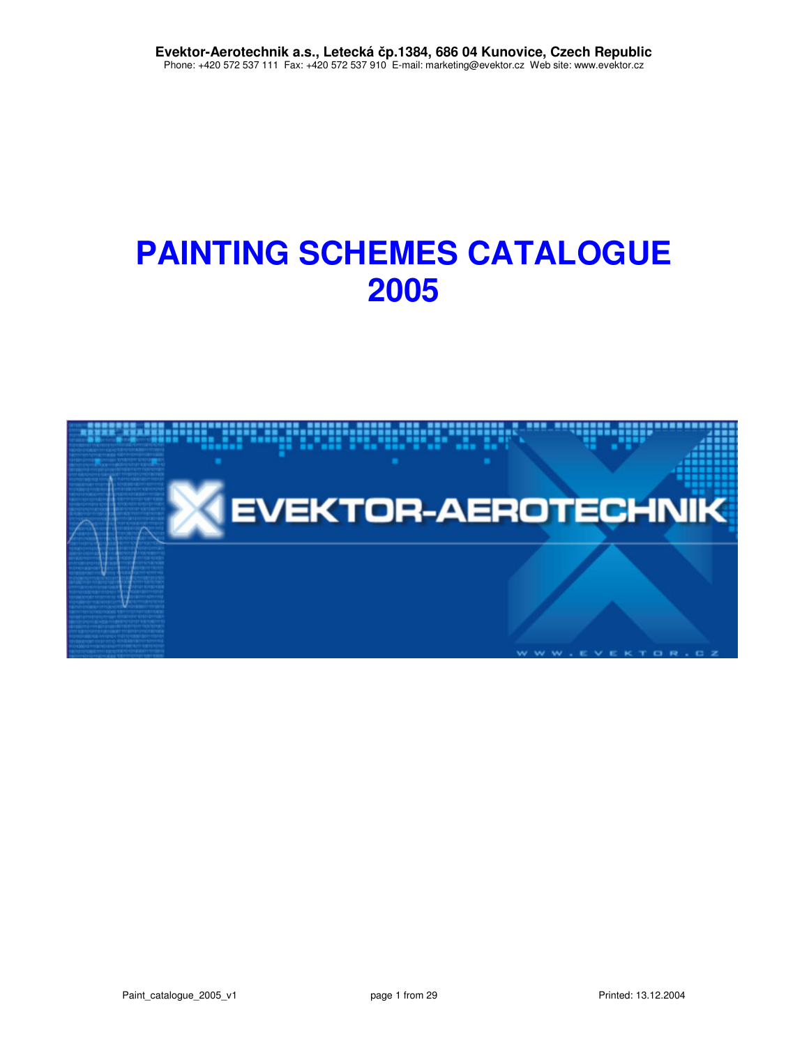**Evektor-Aerotechnik a.s., Letecká čp.1384, 686 04 Kunovice, Czech Republic**
Phone: +420 572 537 111 Fax: +420 572 537 910 E-mail: marketing@evektor.cz Web site: www.evektor.cz

# PAINTING SCHEMES CATALOGUE 2005

EVEKTOR-AEROTECHNIK

WWW.EVEKTOR.CZ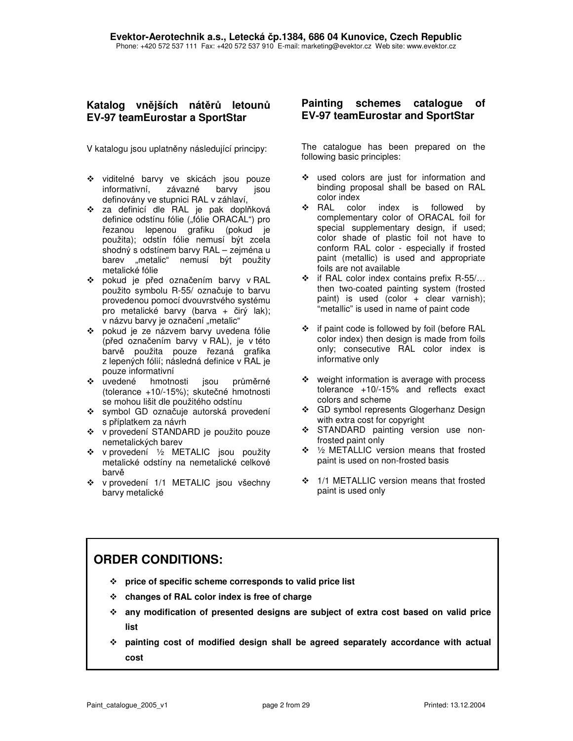## Katalog vnějších nátěrů letounů EV-97 teamEurostar a SportStar

V katalogu jsou uplatněny následující principy:

- viditelné barvy ve skicách jsou pouze informativní, závazné barvy jsou definovány ve stupnici RAL v záhlaví,
- za definicí dle RAL je pak doplňková definice odstínu fólie („fólie ORACAL") pro řezanou lepenou grafiku (pokud je použita); odstín fólie nemusí být zcela shodný s odstínem barvy RAL – zejména u barev „metalic" nemusí být použity metalické fólie
- pokud je před označením barvy v RAL použito symbolu R-55/ označuje to barvu provedenou pomocí dvouvrstvého systému pro metalické barvy (barva + čirý lak); v názvu barvy je označení „metalic"
- pokud je ze názvem barvy uvedena fólie (před označením barvy v RAL), je v této barvě použita pouze řezaná grafika z lepených fólií; následná definice v RAL je pouze informativní
- uvedené hmotnosti jsou průměrné (tolerance +10/-15%); skutečné hmotnosti se mohou lišit dle použitého odstínu
- symbol GD označuje autorská provedení s příplatkem za návrh
- v provedení STANDARD je použito pouze nemetalických barev
- v provedení ½ METALIC jsou použity metalické odstíny na nemetalické celkové barvě
- v provedení 1/1 METALIC jsou všechny barvy metalické

## Painting schemes catalogue of EV-97 teamEurostar and SportStar

The catalogue has been prepared on the following basic principles:

- used colors are just for information and binding proposal shall be based on RAL color index
- RAL color index is followed by complementary color of ORACAL foil for special supplementary design, if used; color shade of plastic foil not have to conform RAL color - especially if frosted paint (metallic) is used and appropriate foils are not available
- if RAL color index contains prefix R-55/… then two-coated painting system (frosted paint) is used (color + clear varnish); "metallic" is used in name of paint code
- if paint code is followed by foil (before RAL color index) then design is made from foils only; consecutive RAL color index is informative only
- weight information is average with process tolerance +10/-15% and reflects exact colors and scheme
- GD symbol represents Glogerhanz Design with extra cost for copyright
- STANDARD painting version use non-frosted paint only
- ½ METALLIC version means that frosted paint is used on non-frosted basis
- 1/1 METALLIC version means that frosted paint is used only

## ORDER CONDITIONS:

- **price of specific scheme corresponds to valid price list**
- **changes of RAL color index is free of charge**
- **any modification of presented designs are subject of extra cost based on valid price list**
- **painting cost of modified design shall be agreed separately accordance with actual cost**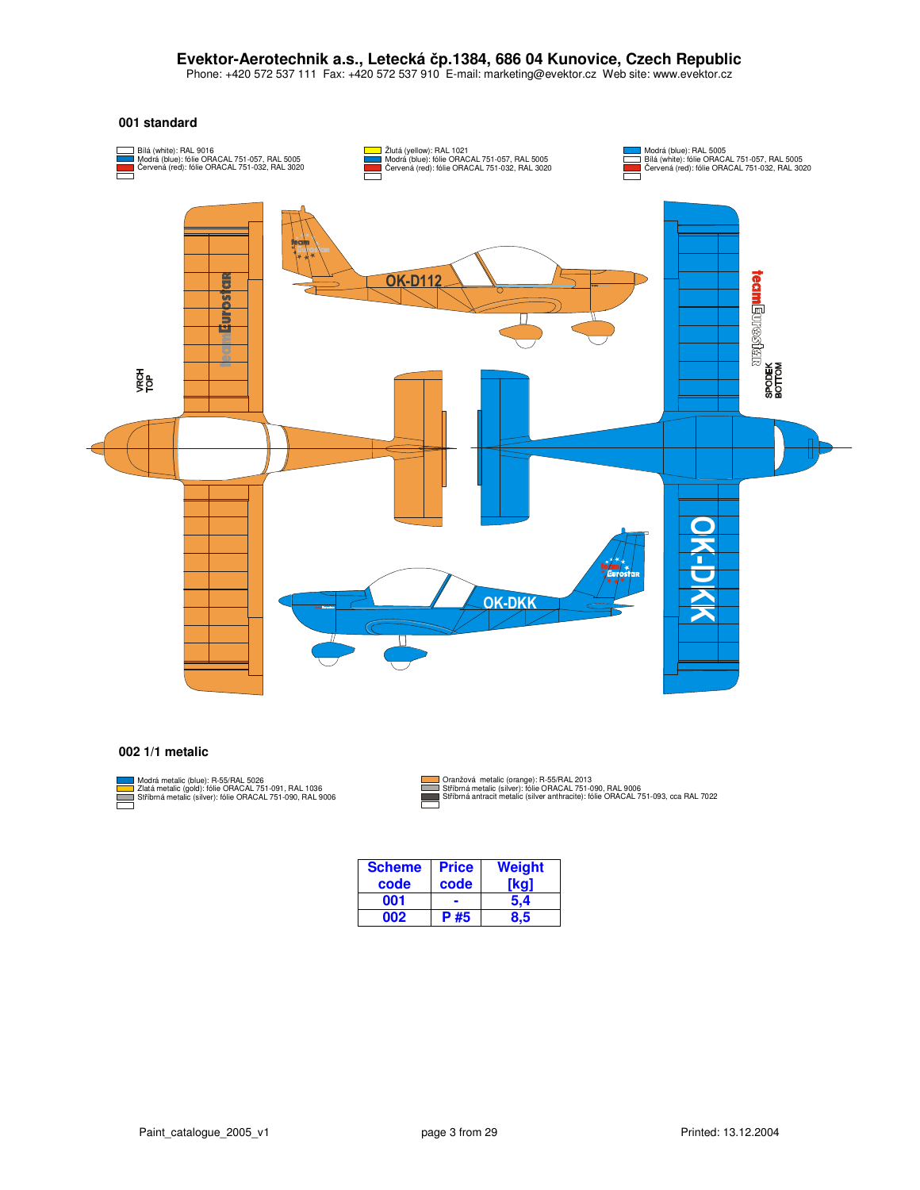**Evektor-Aerotechnik a.s., Letecká čp.1384, 686 04 Kunovice, Czech Republic**
Phone: +420 572 537 111 Fax: +420 572 537 910 E-mail: marketing@evektor.cz Web site: www.evektor.cz

## 001 standard

- Bílá (white): RAL 9016
- Modrá (blue): fólie ORACAL 751-057, RAL 5005
- Červená (red): fólie ORACAL 751-032, RAL 3020

- Žlutá (yellow): RAL 1021
- Modrá (blue): fólie ORACAL 751-057, RAL 5005
- Červená (red): fólie ORACAL 751-032, RAL 3020

- Modrá (blue): RAL 5005
- Bílá (white): fólie ORACAL 751-057, RAL 5005
- Červená (red): fólie ORACAL 751-032, RAL 3020

VRCH TOP

SPODEK BOTTOM

## 002 1/1 metalic

- Modrá metalic (blue): R-55/RAL 5026
- Zlatá metalic (gold): fólie ORACAL 751-091, RAL 1036
- Stříbrná metalic (silver): fólie ORACAL 751-090, RAL 9006

- Oranžová metalic (orange): R-55/RAL 2013
- Stříbrná metalic (silver): fólie ORACAL 751-090, RAL 9006
- Stříbrná antracit metalic (silver anthracite): fólie ORACAL 751-093, cca RAL 7022

| Scheme code | Price code | Weight [kg] |
|---|---|---|
| 001 | - | 5,4 |
| 002 | P #5 | 8,5 |

Paint_catalogue_2005_v1 Printed: 13.12.2004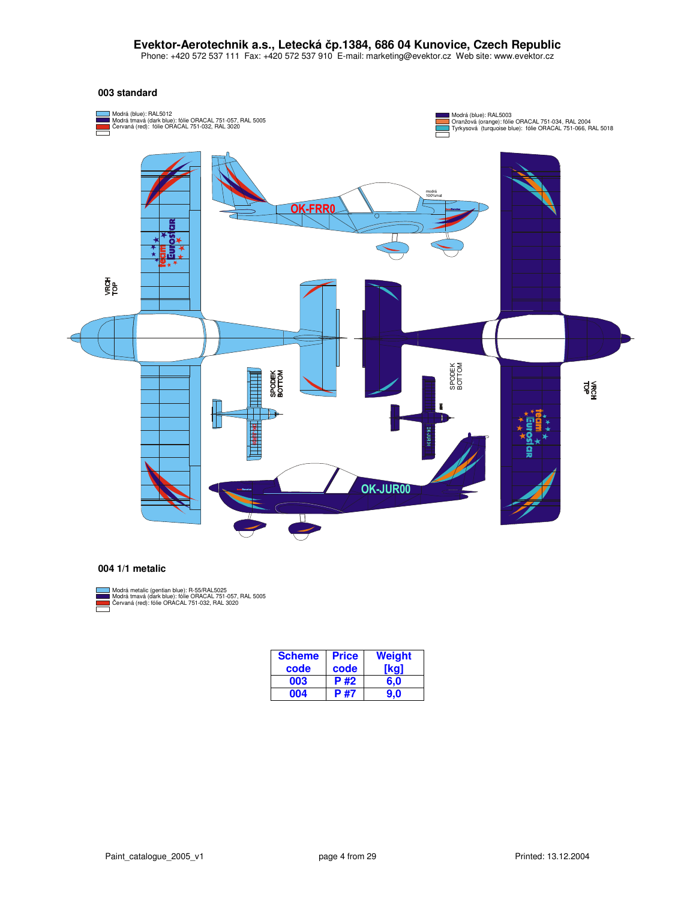**Evektor-Aerotechnik a.s., Letecká čp.1384, 686 04 Kunovice, Czech Republic**
Phone: +420 572 537 111 Fax: +420 572 537 910 E-mail: marketing@evektor.cz Web site: www.evektor.cz

### 003 standard

- Modrá (blue): RAL5012
- Modrá tmavá (dark blue): fólie ORACAL 751-057, RAL 5005
- Červaná (red): fólie ORACAL 751-032, RAL 3020

- Modrá (blue): RAL5003
- Oranžová (orange): fólie ORACAL 751-034, RAL 2004
- Tyrkysová (turquoise blue): fólie ORACAL 751-066, RAL 5018

VRCH TOP

SPODEK BOTTOM

OK-FRR0

OK-JUR00

### 004 1/1 metalic

- Modrá metalic (gentian blue): R-55/RAL5025
- Modrá tmavá (dark blue): fólie ORACAL 751-057, RAL 5005
- Červaná (red): fólie ORACAL 751-032, RAL 3020

| Scheme code | Price code | Weight [kg] |
|---|---|---|
| 003 | P #2 | 6,0 |
| 004 | P #7 | 9,0 |

Paint_catalogue_2005_v1 Printed: 13.12.2004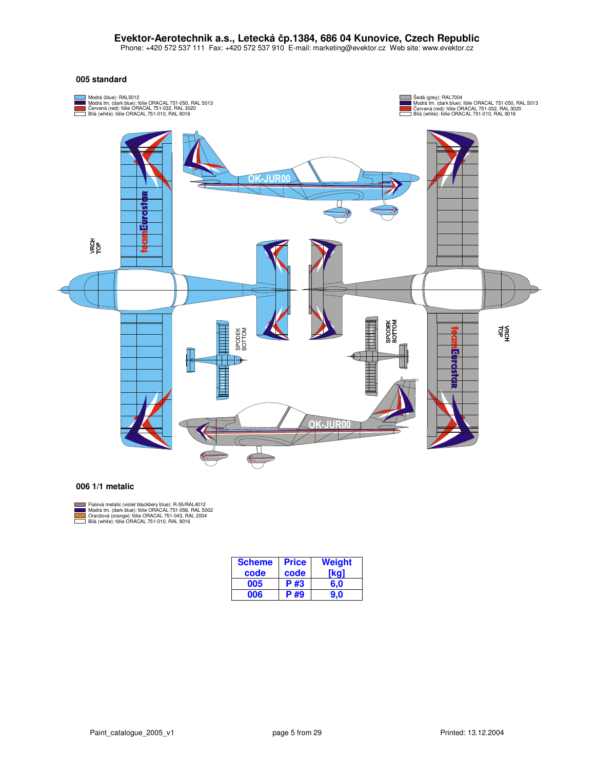**Evektor-Aerotechnik a.s., Letecká čp.1384, 686 04 Kunovice, Czech Republic**
Phone: +420 572 537 111 Fax: +420 572 537 910 E-mail: marketing@evektor.cz Web site: www.evektor.cz

## 005 standard

- Modrá (blue): RAL5012
- Modrá tm. (dark blue): fólie ORACAL 751-050, RAL 5013
- Červená (red): fólie ORACAL 751-032, RAL 3020
- Bílá (white): fólie ORACAL 751-010, RAL 9016

- Šedá (grey): RAL7004
- Modrá tm. (dark blue): fólie ORACAL 751-050, RAL 5013
- Červená (red): fólie ORACAL 751-032, RAL 3020
- Bílá (white): fólie ORACAL 751-010, RAL 9016

VRCH TOP

SPODEK BOTTOM

## 006 1/1 metalic

- Fialová metalic (violet blackbery blue): R-55/RAL4012
- Modrá tm. (dark blue): fólie ORACAL 751-056, RAL 5002
- Oranžová (orange): fólie ORACAL 751-043, RAL 2004
- Bílá (white): fólie ORACAL 751-010, RAL 9016

| Scheme code | Price code | Weight [kg] |
|---|---|---|
| 005 | P #3 | 6,0 |
| 006 | P #9 | 9,0 |

Paint_catalogue_2005_v1 — Printed: 13.12.2004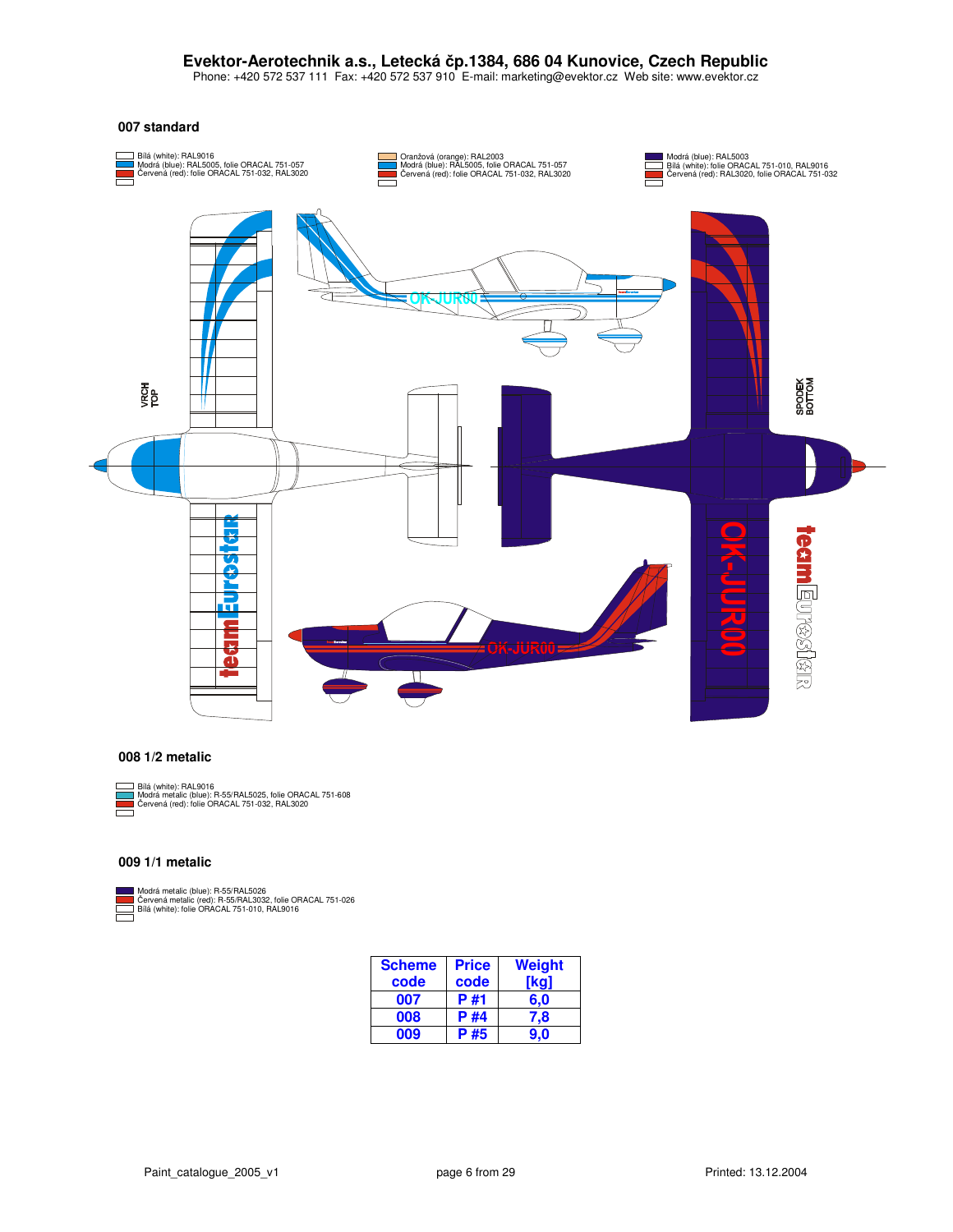# Evektor-Aerotechnik a.s., Letecká čp.1384, 686 04 Kunovice, Czech Republic

Phone: +420 572 537 111 Fax: +420 572 537 910 E-mail: marketing@evektor.cz Web site: www.evektor.cz

## 007 standard

- Bílá (white): RAL9016
- Modrá (blue): RAL5005, folie ORACAL 751-057
- Červená (red): folie ORACAL 751-032, RAL3020

- Oranžová (orange): RAL2003
- Modrá (blue): RAL5005, folie ORACAL 751-057
- Červená (red): folie ORACAL 751-032, RAL3020

- Modrá (blue): RAL5003
- Bílá (white): folie ORACAL 751-010, RAL9016
- Červená (red): RAL3020, folie ORACAL 751-032

VRCH TOP

SPODEK BOTTOM

## 008 1/2 metalic

- Bílá (white): RAL9016
- Modrá metalic (blue): R-55/RAL5025, folie ORACAL 751-608
- Červená (red): folie ORACAL 751-032, RAL3020

## 009 1/1 metalic

- Modrá metalic (blue): R-55/RAL5026
- Červená metalic (red): R-55/RAL3032, folie ORACAL 751-026
- Bílá (white): folie ORACAL 751-010, RAL9016

| Scheme code | Price code | Weight [kg] |
|---|---|---|
| 007 | P #1 | 6,0 |
| 008 | P #4 | 7,8 |
| 009 | P #5 | 9,0 |

Paint_catalogue_2005_v1 — Printed: 13.12.2004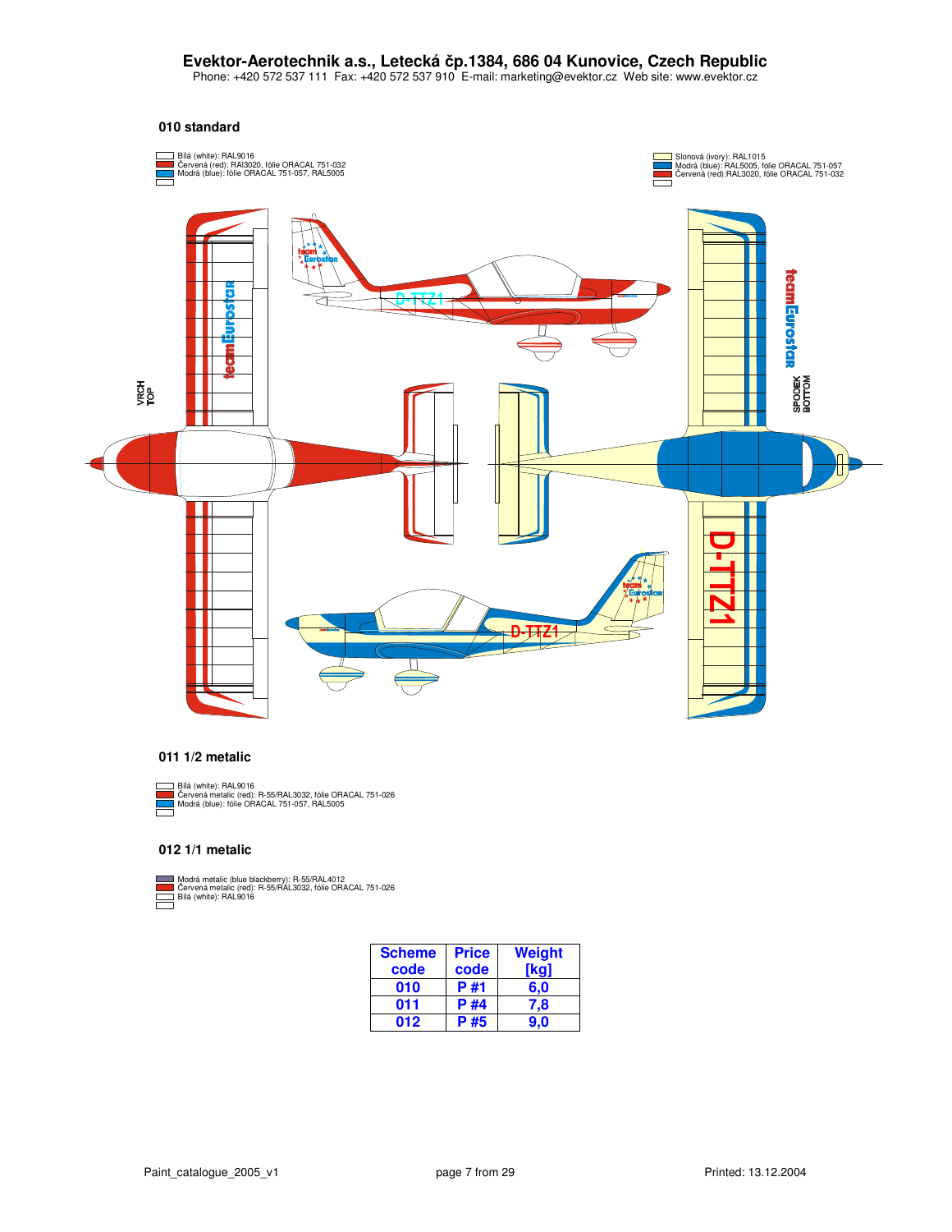**Evektor-Aerotechnik a.s., Letecká čp.1384, 686 04 Kunovice, Czech Republic**
Phone: +420 572 537 111 Fax: +420 572 537 910 E-mail: marketing@evektor.cz Web site: www.evektor.cz

## 010 standard

Bílá (white): RAL9016
Červená (red): RAl3020, fólie ORACAL 751-032
Modrá (blue): fólie ORACAL 751-057, RAL5005

Slonová (ivory): RAL1015
Modrá (blue): RAL5005, fólie ORACAL 751-057
Červená (red):RAL3020, fólie ORACAL 751-032

VRCH TOP

SPODEK BOTTOM

## 011 1/2 metalic

Bílá (white): RAL9016
Červená metalic (red): R-55/RAL3032, fólie ORACAL 751-026
Modrá (blue): fólie ORACAL 751-057, RAL5005

## 012 1/1 metalic

Modrá metalic (blue blackberry): R-55/RAL4012
Červená metalic (red): R-55/RAL3032, fólie ORACAL 751-026
Bílá (white): RAL9016

| Scheme code | Price code | Weight [kg] |
|---|---|---|
| 010 | P #1 | 6,0 |
| 011 | P #4 | 7,8 |
| 012 | P #5 | 9,0 |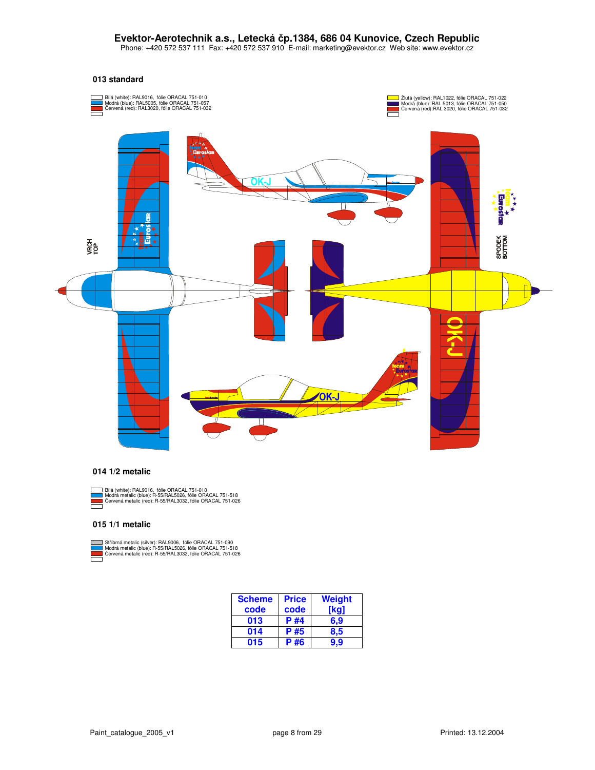**Evektor-Aerotechnik a.s., Letecká čp.1384, 686 04 Kunovice, Czech Republic**
Phone: +420 572 537 111 Fax: +420 572 537 910 E-mail: marketing@evektor.cz Web site: www.evektor.cz

### 013 standard

- Bílá (white): RAL9016, fólie ORACAL 751-010
- Modrá (blue): RAL5005, fólie ORACAL 751-057
- Červená (red): RAL3020, fólie ORACAL 751-032

- Žlutá (yellow): RAL1022, fólie ORACAL 751-022
- Modrá (blue): RAL 5013, fólie ORACAL 751-050
- Červená (red):RAL 3020, fólie ORACAL 751-032

VRCH TOP

SPODEK BOTTOM

### 014 1/2 metalic

- Bílá (white): RAL9016, fólie ORACAL 751-010
- Modrá metalic (blue): R-55/RAL5026, fólie ORACAL 751-518
- Červená metalic (red): R-55/RAL3032, fólie ORACAL 751-026

### 015 1/1 metalic

- Stříbrná metalic (silver): RAL9006, fólie ORACAL 751-090
- Modrá metalic (blue): R-55/RAL5026, fólie ORACAL 751-518
- Červená metalic (red): R-55/RAL3032, fólie ORACAL 751-026

| Scheme code | Price code | Weight [kg] |
|---|---|---|
| 013 | P #4 | 6,9 |
| 014 | P #5 | 8,5 |
| 015 | P #6 | 9,9 |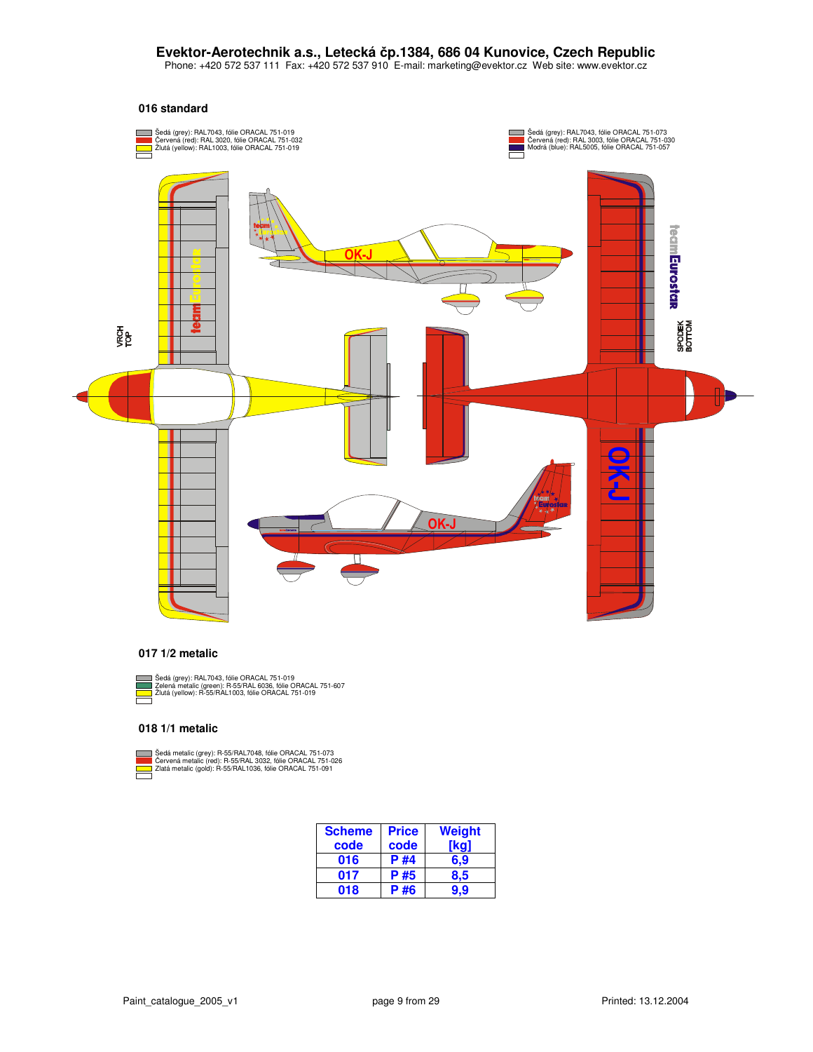# Evektor-Aerotechnik a.s., Letecká čp.1384, 686 04 Kunovice, Czech Republic

Phone: +420 572 537 111 Fax: +420 572 537 910 E-mail: marketing@evektor.cz Web site: www.evektor.cz

## 016 standard

Šedá (grey): RAL7043, fólie ORACAL 751-019
Červená (red): RAL 3020, fólie ORACAL 751-032
Žlutá (yellow): RAL1003, fólie ORACAL 751-019

Šedá (grey): RAL7043, fólie ORACAL 751-073
Červená (red): RAL 3003, fólie ORACAL 751-030
Modrá (blue): RAL5005, fólie ORACAL 751-057

VRCH
TOP

SPODEK
BOTTOM

## 017 1/2 metalic

Šedá (grey): RAL7043, fólie ORACAL 751-019
Zelená metalic (green): R-55/RAL 6036, fólie ORACAL 751-607
Žlutá (yellow): R-55/RAL1003, fólie ORACAL 751-019

## 018 1/1 metalic

Šedá metalic (grey): R-55/RAL7048, fólie ORACAL 751-073
Červená metalic (red): R-55/RAL 3032, fólie ORACAL 751-026
Zlatá metalic (gold): R-55/RAL1036, fólie ORACAL 751-091

| Scheme code | Price code | Weight [kg] |
|---|---|---|
| 016 | P #4 | 6,9 |
| 017 | P #5 | 8,5 |
| 018 | P #6 | 9,9 |

Paint_catalogue_2005_v1 Printed: 13.12.2004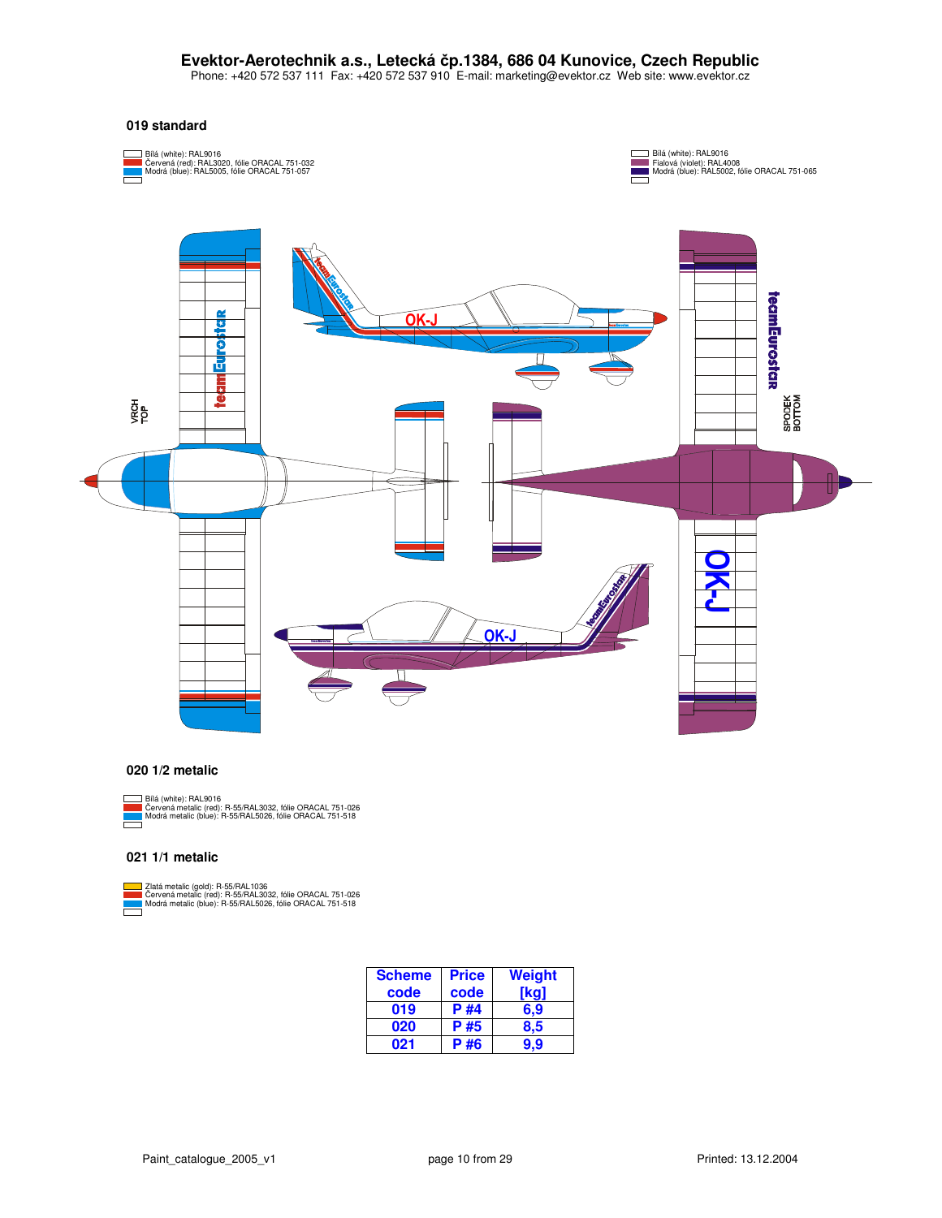# Evektor-Aerotechnik a.s., Letecká čp.1384, 686 04 Kunovice, Czech Republic

Phone: +420 572 537 111 Fax: +420 572 537 910 E-mail: marketing@evektor.cz Web site: www.evektor.cz

## 019 standard

- Bílá (white): RAL9016
- Červená (red): RAL3020, fólie ORACAL 751-032
- Modrá (blue): RAL5005, fólie ORACAL 751-057

- Bílá (white): RAL9016
- Fialová (violet): RAL4008
- Modrá (blue): RAL5002, fólie ORACAL 751-065

VRCH TOP

SPODEK BOTTOM

## 020 1/2 metalic

- Bílá (white): RAL9016
- Červená metalic (red): R-55/RAL3032, fólie ORACAL 751-026
- Modrá metalic (blue): R-55/RAL5026, fólie ORACAL 751-518

## 021 1/1 metalic

- Zlatá metalic (gold): R-55/RAL1036
- Červená metalic (red): R-55/RAL3032, fólie ORACAL 751-026
- Modrá metalic (blue): R-55/RAL5026, fólie ORACAL 751-518

| Scheme code | Price code | Weight [kg] |
|---|---|---|
| 019 | P #4 | 6,9 |
| 020 | P #5 | 8,5 |
| 021 | P #6 | 9,9 |

Paint_catalogue_2005_v1

Printed: 13.12.2004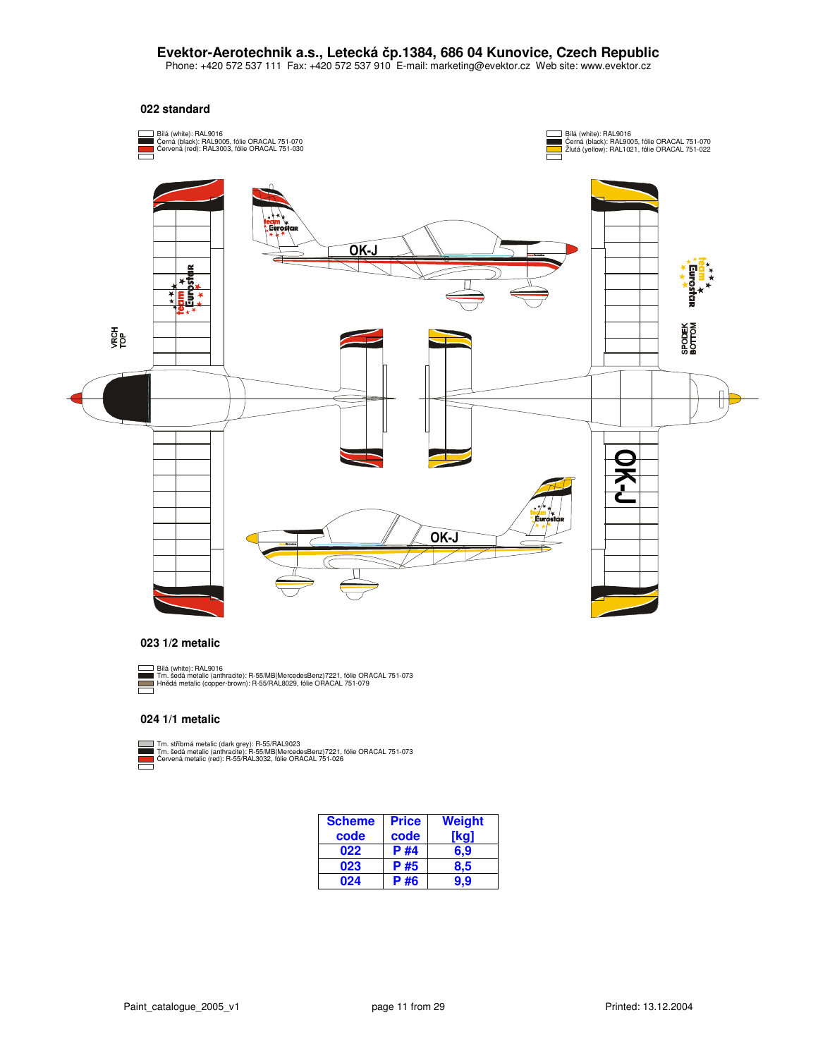**Evektor-Aerotechnik a.s., Letecká čp.1384, 686 04 Kunovice, Czech Republic**
Phone: +420 572 537 111 Fax: +420 572 537 910 E-mail: marketing@evektor.cz Web site: www.evektor.cz

### 022 standard

- Bílá (white): RAL9016
- Černá (black): RAL9005, fólie ORACAL 751-070
- Červená (red): RAL3003, fólie ORACAL 751-030

- Bílá (white): RAL9016
- Černá (black): RAL9005, fólie ORACAL 751-070
- Žlutá (yellow): RAL1021, fólie ORACAL 751-022

VRCH
TOP

SPODEK
BOTTOM

OK-J

### 023 1/2 metalic

- Bílá (white): RAL9016
- Trn. šedá metalic (anthracite): R-55/MB(MercedesBenz)7221, fólie ORACAL 751-073
- Hnědá metalic (copper-brown): R-55/RAL8029, fólie ORACAL 751-079

### 024 1/1 metalic

- Trn. stříbrná metalic (dark grey): R-55/RAL9023
- Trn. šedá metalic (anthracite): R-55/MB(MercedesBenz)7221, fólie ORACAL 751-073
- Červená metalic (red): R-55/RAL3032, fólie ORACAL 751-026

| Scheme code | Price code | Weight [kg] |
|---|---|---|
| 022 | P #4 | 6,9 |
| 023 | P #5 | 8,5 |
| 024 | P #6 | 9,9 |

Paint_catalogue_2005_v1 Printed: 13.12.2004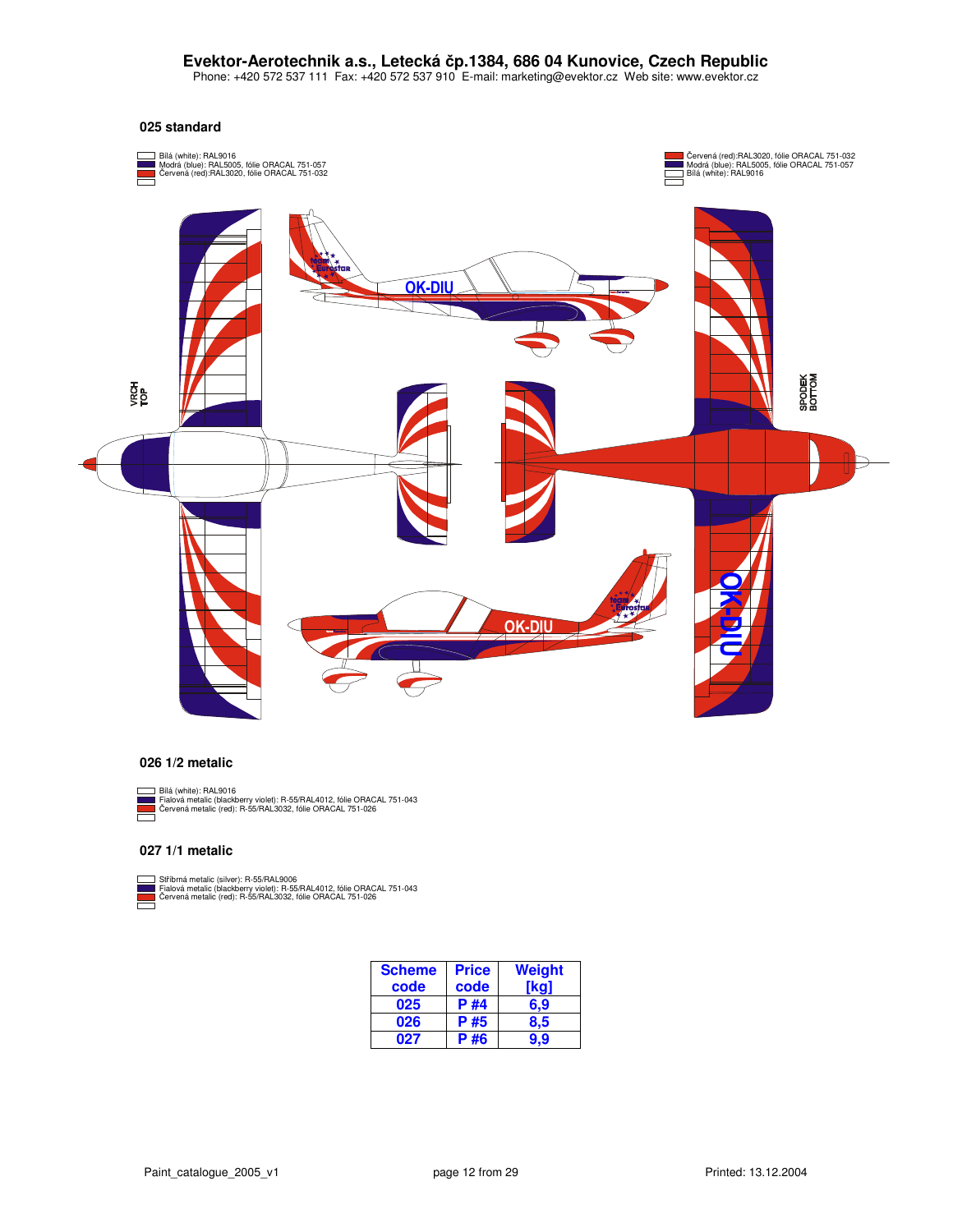**Evektor-Aerotechnik a.s., Letecká čp.1384, 686 04 Kunovice, Czech Republic**
Phone: +420 572 537 111 Fax: +420 572 537 910 E-mail: marketing@evektor.cz Web site: www.evektor.cz

### 025 standard

- Bílá (white): RAL9016
- Modrá (blue): RAL5005, fólie ORACAL 751-057
- Červená (red):RAL3020, fólie ORACAL 751-032

- Červená (red):RAL3020, fólie ORACAL 751-032
- Modrá (blue): RAL5005, fólie ORACAL 751-057
- Bílá (white): RAL9016

VRCH
TOP

SPODEK
BOTTOM

OK-DIU

### 026 1/2 metalic

- Bílá (white): RAL9016
- Fialová metalic (blackberry violet): R-55/RAL4012, fólie ORACAL 751-043
- Červená metalic (red): R-55/RAL3032, fólie ORACAL 751-026

### 027 1/1 metalic

- Stříbrná metalic (silver): R-55/RAL9006
- Fialová metalic (blackberry violet): R-55/RAL4012, fólie ORACAL 751-043
- Červená metalic (red): R-55/RAL3032, fólie ORACAL 751-026

| Scheme code | Price code | Weight [kg] |
|---|---|---|
| 025 | P #4 | 6,9 |
| 026 | P #5 | 8,5 |
| 027 | P #6 | 9,9 |

Paint_catalogue_2005_v1 Printed: 13.12.2004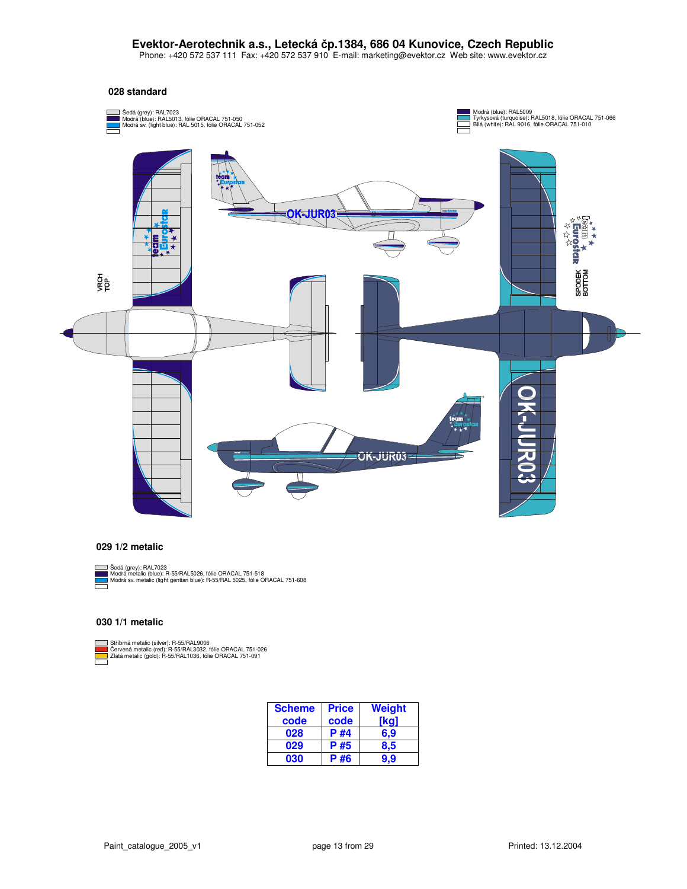# Evektor-Aerotechnik a.s., Letecká čp.1384, 686 04 Kunovice, Czech Republic

Phone: +420 572 537 111 Fax: +420 572 537 910 E-mail: marketing@evektor.cz Web site: www.evektor.cz

## 028 standard

- Šedá (grey): RAL7023
- Modrá (blue): RAL5013, fólie ORACAL 751-050
- Modrá sv. (light blue): RAL 5015, fólie ORACAL 751-052

- Modrá (blue): RAL5009
- Tyrkysová (turquoise): RAL5018, fólie ORACAL 751-066
- Bílá (white): RAL 9016, fólie ORACAL 751-010

VRCH TOP

SPODEK BOTTOM

OK-JUR03

## 029 1/2 metalic

- Šedá (grey): RAL7023
- Modrá metalic (blue): R-55/RAL5026, fólie ORACAL 751-518
- Modrá sv. metalic (light gentian blue): R-55/RAL 5025, fólie ORACAL 751-608

## 030 1/1 metalic

- Stříbrná metalic (silver): R-55/RAL9006
- Červená metalic (red): R-55/RAL3032, fólie ORACAL 751-026
- Zlatá metalic (gold): R-55/RAL1036, fólie ORACAL 751-091

| Scheme code | Price code | Weight [kg] |
|---|---|---|
| 028 | P #4 | 6,9 |
| 029 | P #5 | 8,5 |
| 030 | P #6 | 9,9 |

Paint_catalogue_2005_v1 Printed: 13.12.2004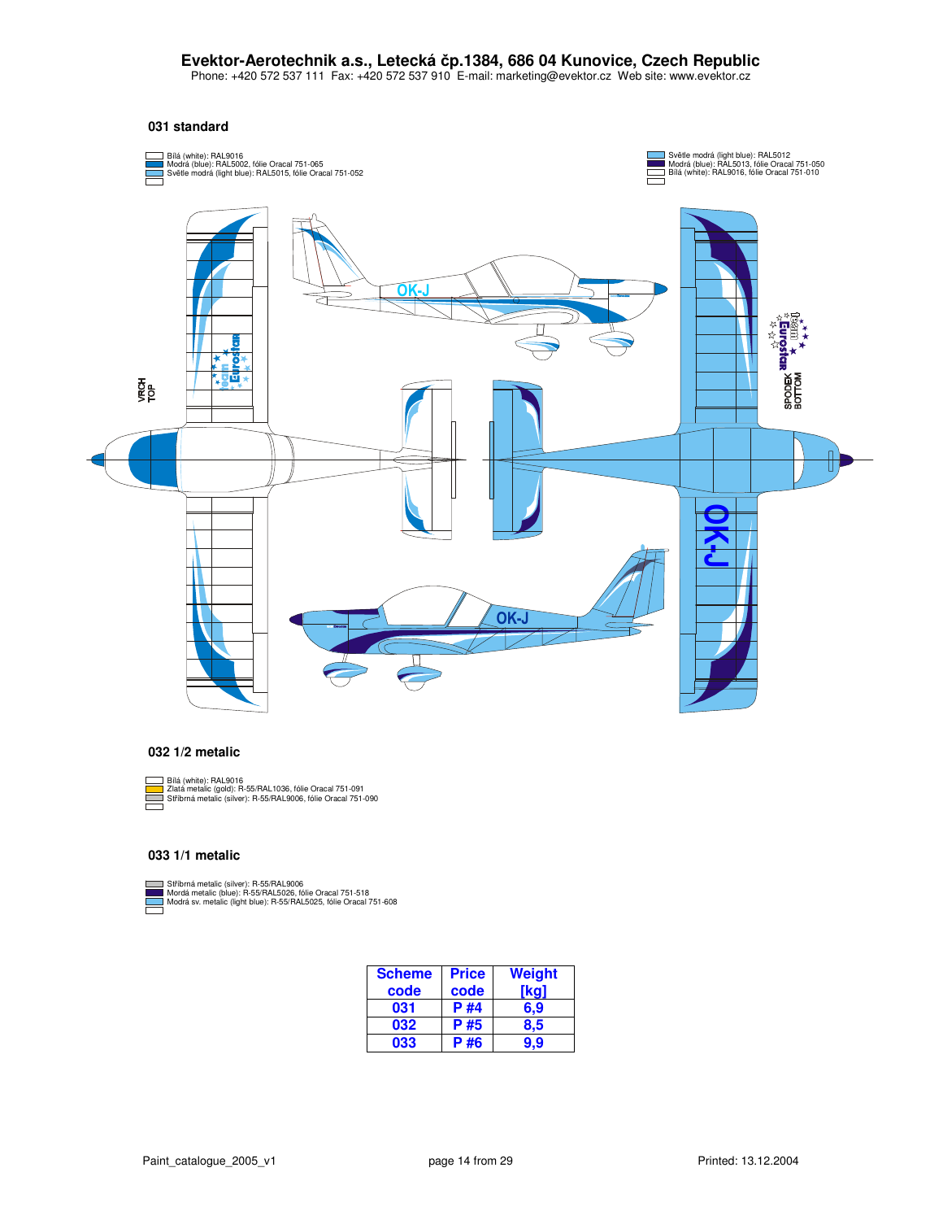**Evektor-Aerotechnik a.s., Letecká čp.1384, 686 04 Kunovice, Czech Republic**
Phone: +420 572 537 111 Fax: +420 572 537 910 E-mail: marketing@evektor.cz Web site: www.evektor.cz

### 031 standard

- Bílá (white): RAL9016
- Modrá (blue): RAL5002, fólie Oracal 751-065
- Světle modrá (light blue): RAL5015, fólie Oracal 751-052

- Světle modrá (light blue): RAL5012
- Modrá (blue): RAL5013, fólie Oracal 751-050
- Bílá (white): RAL9016, fólie Oracal 751-010

VRCH
TOP

SPODEK
BOTTOM

### 032 1/2 metalic

- Bílá (white): RAL9016
- Zlatá metalic (gold): R-55/RAL1036, fólie Oracal 751-091
- Stříbrná metalic (silver): R-55/RAL9006, fólie Oracal 751-090

### 033 1/1 metalic

- Stříbrná metalic (silver): R-55/RAL9006
- Mordá metalic (blue): R-55/RAL5026, fólie Oracal 751-518
- Modrá sv. metalic (light blue): R-55/RAL5025, fólie Oracal 751-608

| Scheme code | Price code | Weight [kg] |
|---|---|---|
| 031 | P #4 | 6,9 |
| 032 | P #5 | 8,5 |
| 033 | P #6 | 9,9 |

Paint_catalogue_2005_v1 Printed: 13.12.2004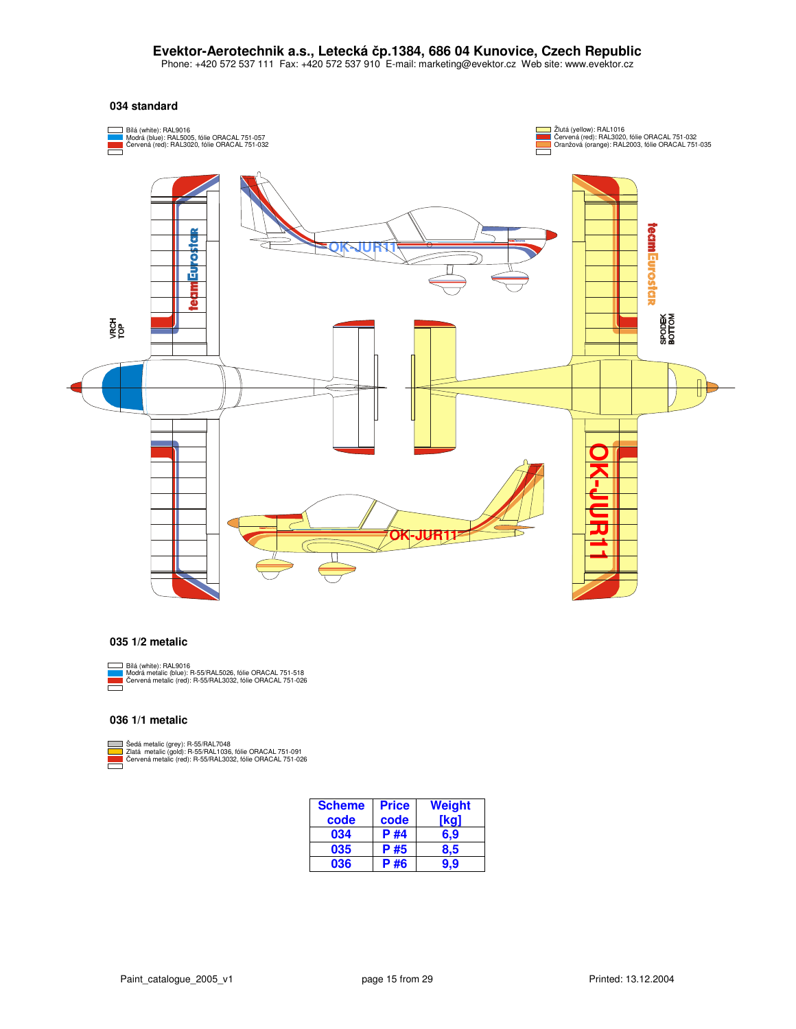Evektor-Aerotechnik a.s., Letecká čp.1384, 686 04 Kunovice, Czech Republic
Phone: +420 572 537 111 Fax: +420 572 537 910 E-mail: marketing@evektor.cz Web site: www.evektor.cz

### 034 standard

- Bílá (white): RAL9016
- Modrá (blue): RAL5005, fólie ORACAL 751-057
- Červená (red): RAL3020, fólie ORACAL 751-032

- Žlutá (yellow): RAL1016
- Červená (red): RAL3020, fólie ORACAL 751-032
- Oranžová (orange): RAL2003, fólie ORACAL 751-035

VRCH TOP

SPODEK BOTTOM

OK-JUR11

teamEurostar

### 035 1/2 metalic

- Bílá (white): RAL9016
- Modrá metalic (blue): R-55/RAL5026, fólie ORACAL 751-518
- Červená metalic (red): R-55/RAL3032, fólie ORACAL 751-026

### 036 1/1 metalic

- Šedá metalic (grey): R-55/RAL7048
- Zlatá metalic (gold): R-55/RAL1036, fólie ORACAL 751-091
- Červená metalic (red): R-55/RAL3032, fólie ORACAL 751-026

| Scheme code | Price code | Weight [kg] |
|---|---|---|
| 034 | P #4 | 6,9 |
| 035 | P #5 | 8,5 |
| 036 | P #6 | 9,9 |

Paint_catalogue_2005_v1 Printed: 13.12.2004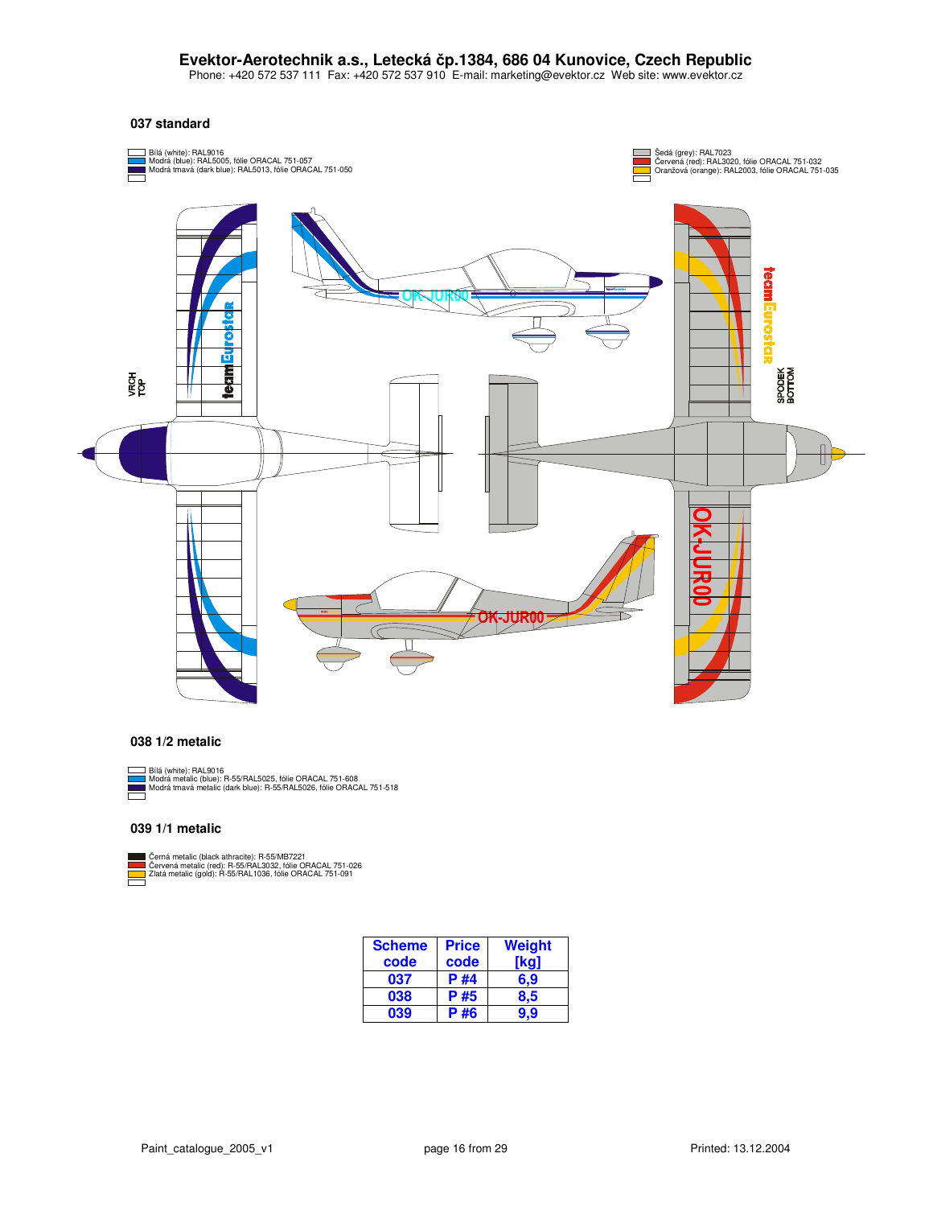## Evektor-Aerotechnik a.s., Letecká čp.1384, 686 04 Kunovice, Czech Republic

Phone: +420 572 537 111 Fax: +420 572 537 910 E-mail: marketing@evektor.cz Web site: www.evektor.cz

### 037 standard

- Bílá (white): RAL9016
- Modrá (blue): RAL5005, fólie ORACAL 751-057
- Modrá tmavá (dark blue): RAL5013, fólie ORACAL 751-050

- Šedá (grey): RAL7023
- Červená (red): RAL3020, fólie ORACAL 751-032
- Oranžová (orange): RAL2003, fólie ORACAL 751-035

VRCH TOP

SPODEK BOTTOM

### 038 1/2 metalic

- Bílá (white): RAL9016
- Modrá metalic (blue): R-55/RAL5025, fólie ORACAL 751-608
- Modrá tmavá metalic (dark blue): R-55/RAL5026, fólie ORACAL 751-518

### 039 1/1 metalic

- Černá metalic (black athracite): R-55/MB7221
- Červená metalic (red): R-55/RAL3032, fólie ORACAL 751-026
- Zlatá metalic (gold): R-55/RAL1036, fólie ORACAL 751-091

| Scheme code | Price code | Weight [kg] |
|---|---|---|
| 037 | P #4 | 6,9 |
| 038 | P #5 | 8,5 |
| 039 | P #6 | 9,9 |

Paint_catalogue_2005_v1 Printed: 13.12.2004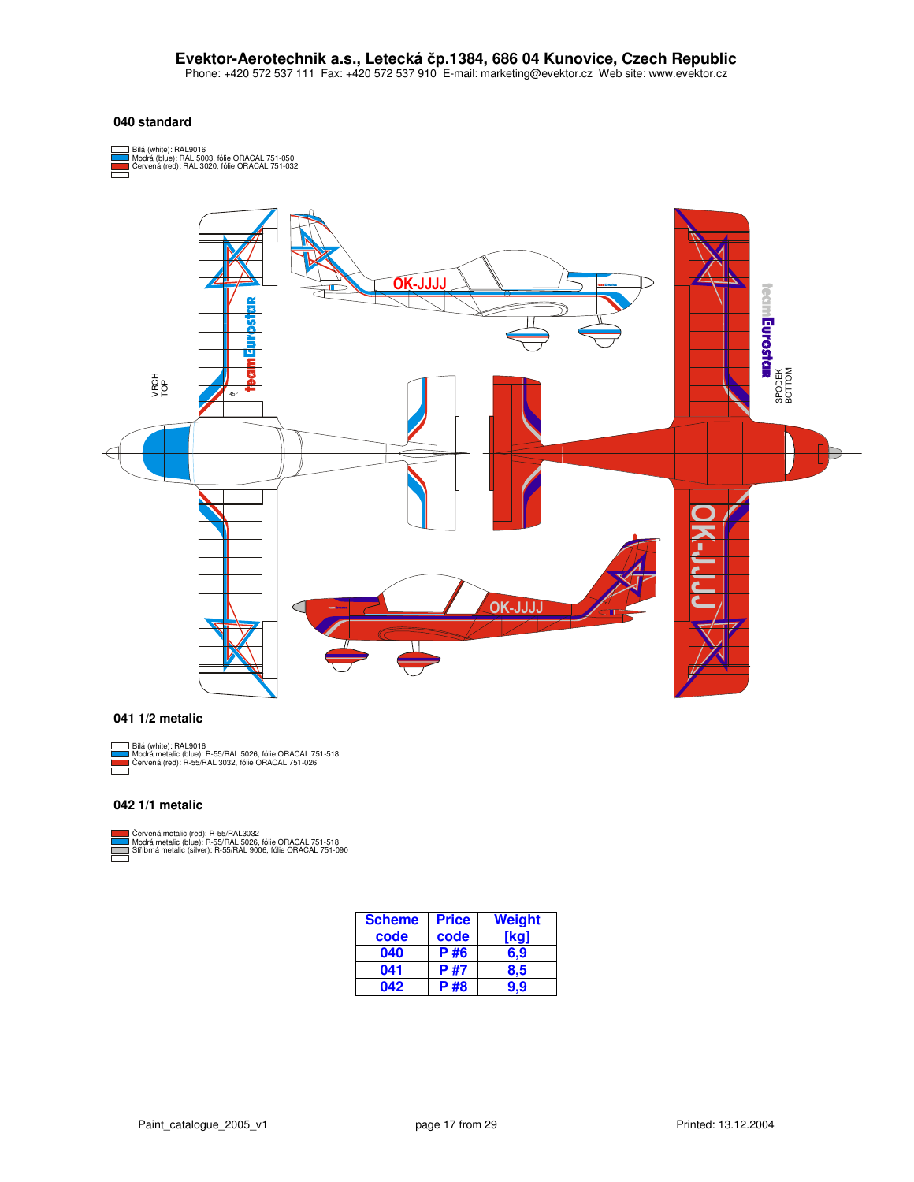**Evektor-Aerotechnik a.s., Letecká čp.1384, 686 04 Kunovice, Czech Republic**
Phone: +420 572 537 111 Fax: +420 572 537 910 E-mail: marketing@evektor.cz Web site: www.evektor.cz

### 040 standard

- Bílá (white): RAL9016
- Modrá (blue): RAL 5003, fólie ORACAL 751-050
- Červená (red): RAL 3020, fólie ORACAL 751-032

VRCH TOP

SPODEK BOTTOM

### 041 1/2 metalic

- Bílá (white): RAL9016
- Modrá metalic (blue): R-55/RAL 5026, fólie ORACAL 751-518
- Červená (red): R-55/RAL 3032, fólie ORACAL 751-026

### 042 1/1 metalic

- Červená metalic (red): R-55/RAL3032
- Modrá metalic (blue): R-55/RAL 5026, fólie ORACAL 751-518
- Stříbrná metalic (silver): R-55/RAL 9006, fólie ORACAL 751-090

| Scheme code | Price code | Weight [kg] |
|---|---|---|
| 040 | P #6 | 6,9 |
| 041 | P #7 | 8,5 |
| 042 | P #8 | 9,9 |

Paint_catalogue_2005_v1 Printed: 13.12.2004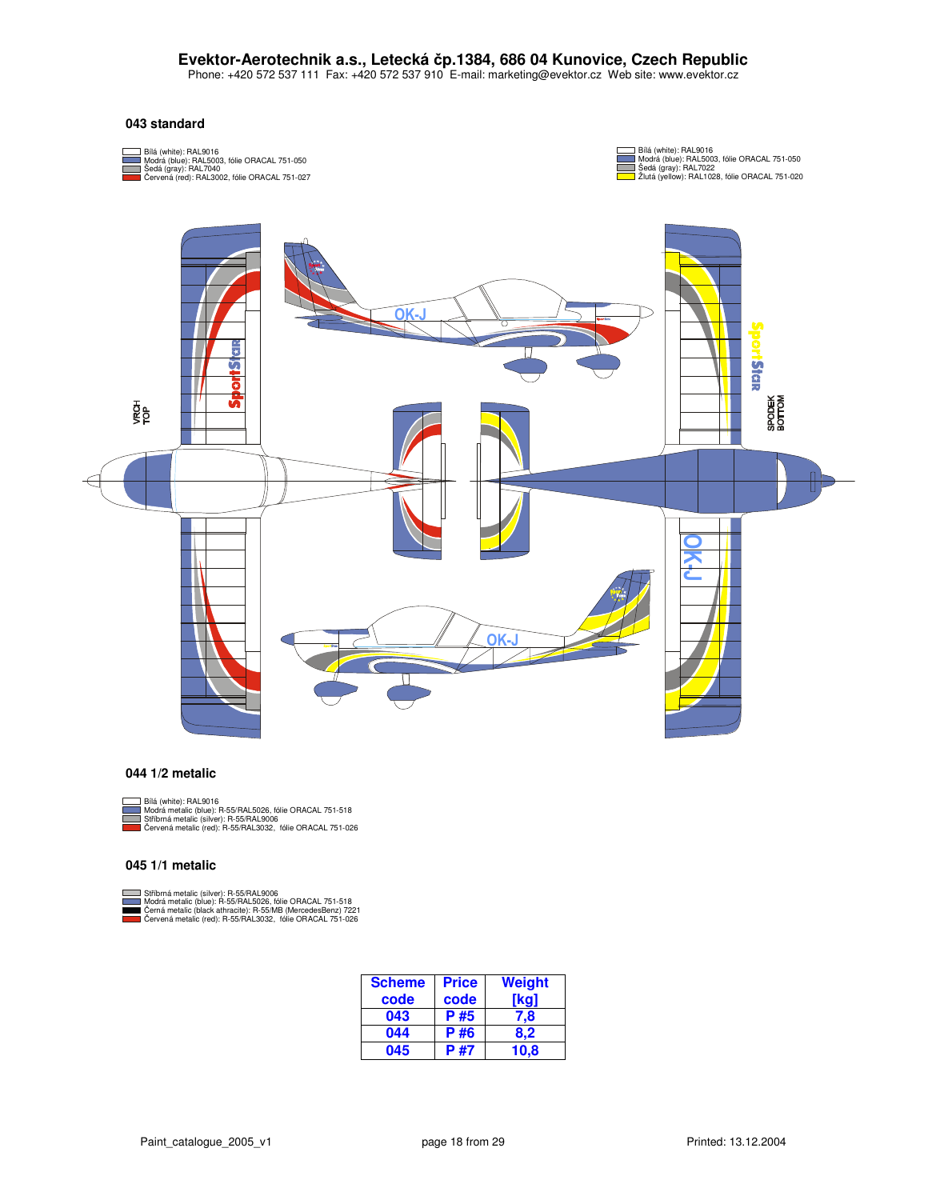**Evektor-Aerotechnik a.s., Letecká čp.1384, 686 04 Kunovice, Czech Republic**
Phone: +420 572 537 111 Fax: +420 572 537 910 E-mail: marketing@evektor.cz Web site: www.evektor.cz

### 043 standard

- Bílá (white): RAL9016
- Modrá (blue): RAL5003, fólie ORACAL 751-050
- Šedá (gray): RAL7040
- Červená (red): RAL3002, fólie ORACAL 751-027

- Bílá (white): RAL9016
- Modrá (blue): RAL5003, fólie ORACAL 751-050
- Šedá (gray): RAL7022
- Žlutá (yellow): RAL1028, fólie ORACAL 751-020

VRCH TOP

SPODEK BOTTOM

### 044 1/2 metalic

- Bílá (white): RAL9016
- Modrá metalic (blue): R-55/RAL5026, fólie ORACAL 751-518
- Stříbrná metalic (silver): R-55/RAL9006
- Červená metalic (red): R-55/RAL3032, fólie ORACAL 751-026

### 045 1/1 metalic

- Stříbrná metalic (silver): R-55/RAL9006
- Modrá metalic (blue): R-55/RAL5026, fólie ORACAL 751-518
- Černá metalic (black athracite): R-55/MB (MercedesBenz) 7221
- Červená metalic (red): R-55/RAL3032, fólie ORACAL 751-026

| Scheme code | Price code | Weight [kg] |
|---|---|---|
| 043 | P #5 | 7,8 |
| 044 | P #6 | 8,2 |
| 045 | P #7 | 10,8 |

Paint_catalogue_2005_v1 Printed: 13.12.2004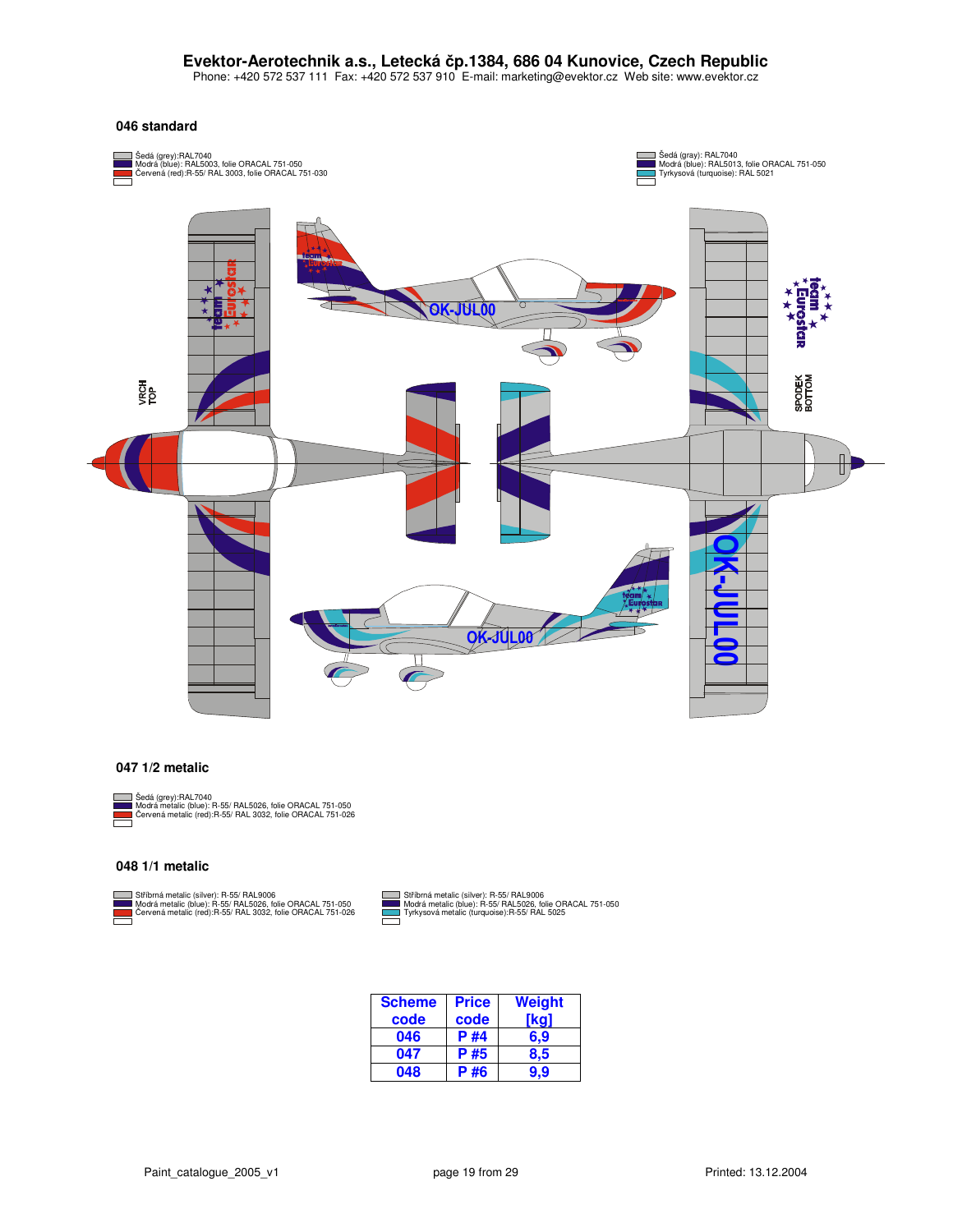Evektor-Aerotechnik a.s., Letecká čp.1384, 686 04 Kunovice, Czech Republic
Phone: +420 572 537 111 Fax: +420 572 537 910 E-mail: marketing@evektor.cz Web site: www.evektor.cz

## 046 standard

- Šedá (grey):RAL7040
- Modrá (blue): RAL5003, folie ORACAL 751-050
- Červená (red):R-55/ RAL 3003, folie ORACAL 751-030

- Šedá (gray): RAL7040
- Modrá (blue): RAL5013, folie ORACAL 751-050
- Tyrkysová (turquoise): RAL 5021

VRCH TOP

SPODEK BOTTOM

## 047 1/2 metalic

- Šedá (grey):RAL7040
- Modrá metalic (blue): R-55/ RAL5026, folie ORACAL 751-050
- Červená metalic (red):R-55/ RAL 3032, folie ORACAL 751-026

## 048 1/1 metalic

- Stříbrná metalic (silver): R-55/ RAL9006
- Modrá metalic (blue): R-55/ RAL5026, folie ORACAL 751-050
- Červená metalic (red):R-55/ RAL 3032, folie ORACAL 751-026

- Stříbrná metalic (silver): R-55/ RAL9006
- Modrá metalic (blue): R-55/ RAL5026, folie ORACAL 751-050
- Tyrkysová metalic (turquoise):R-55/ RAL 5025

| Scheme code | Price code | Weight [kg] |
|---|---|---|
| 046 | P #4 | 6,9 |
| 047 | P #5 | 8,5 |
| 048 | P #6 | 9,9 |

Paint_catalogue_2005_v1 | Printed: 13.12.2004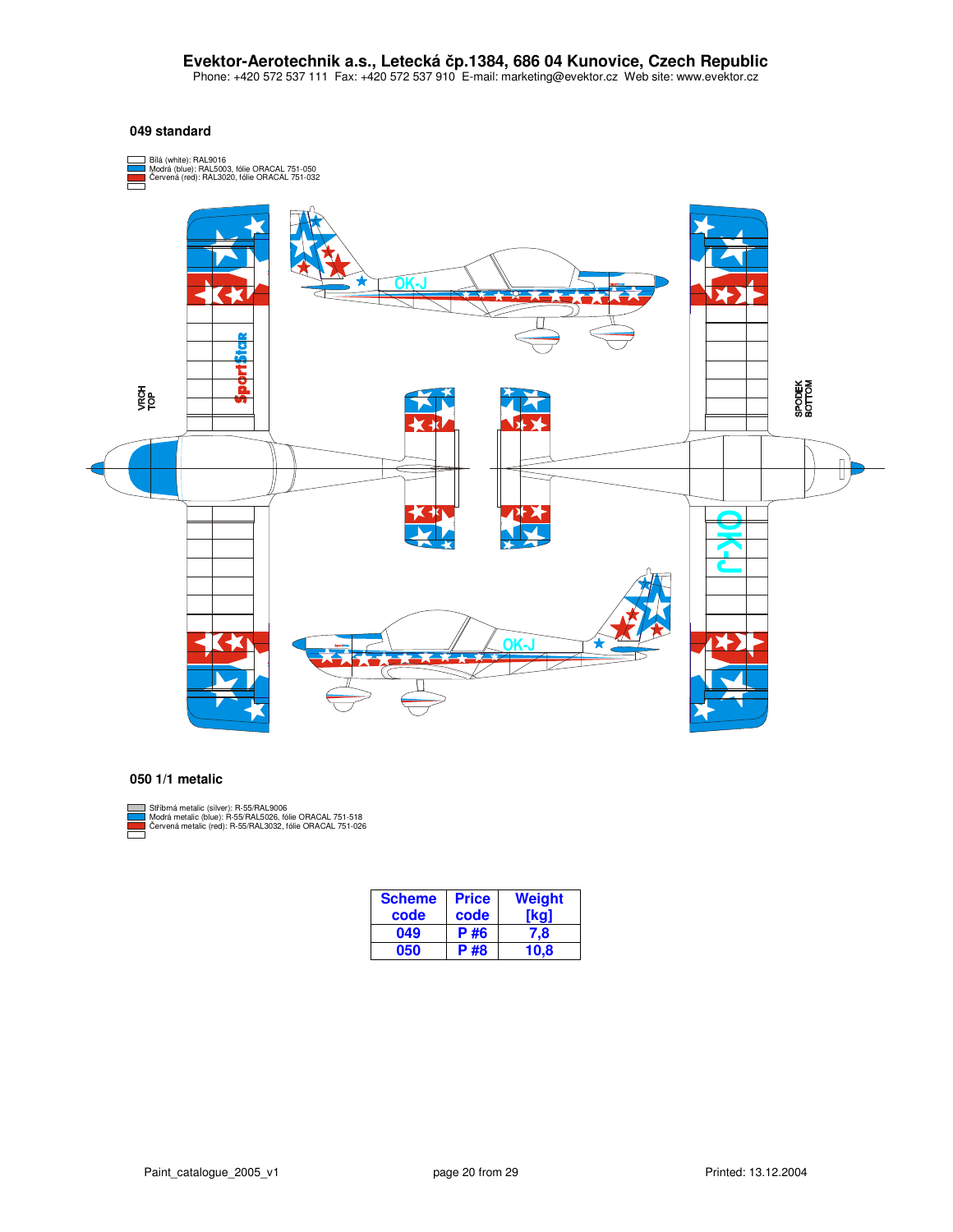**Evektor-Aerotechnik a.s., Letecká čp.1384, 686 04 Kunovice, Czech Republic**
Phone: +420 572 537 111 Fax: +420 572 537 910 E-mail: marketing@evektor.cz Web site: www.evektor.cz

### 049 standard

- Bílá (white): RAL9016
- Modrá (blue): RAL5003, fólie ORACAL 751-050
- Červená (red): RAL3020, fólie ORACAL 751-032

VRCH TOP

SPODEK BOTTOM

OK-J

### 050 1/1 metalic

- Stříbrná metalic (silver): R-55/RAL9006
- Modrá metalic (blue): R-55/RAL5026, fólie ORACAL 751-518
- Červená metalic (red): R-55/RAL3032, fólie ORACAL 751-026

| Scheme code | Price code | Weight [kg] |
|---|---|---|
| 049 | P #6 | 7,8 |
| 050 | P #8 | 10,8 |

Paint_catalogue_2005_v1 Printed: 13.12.2004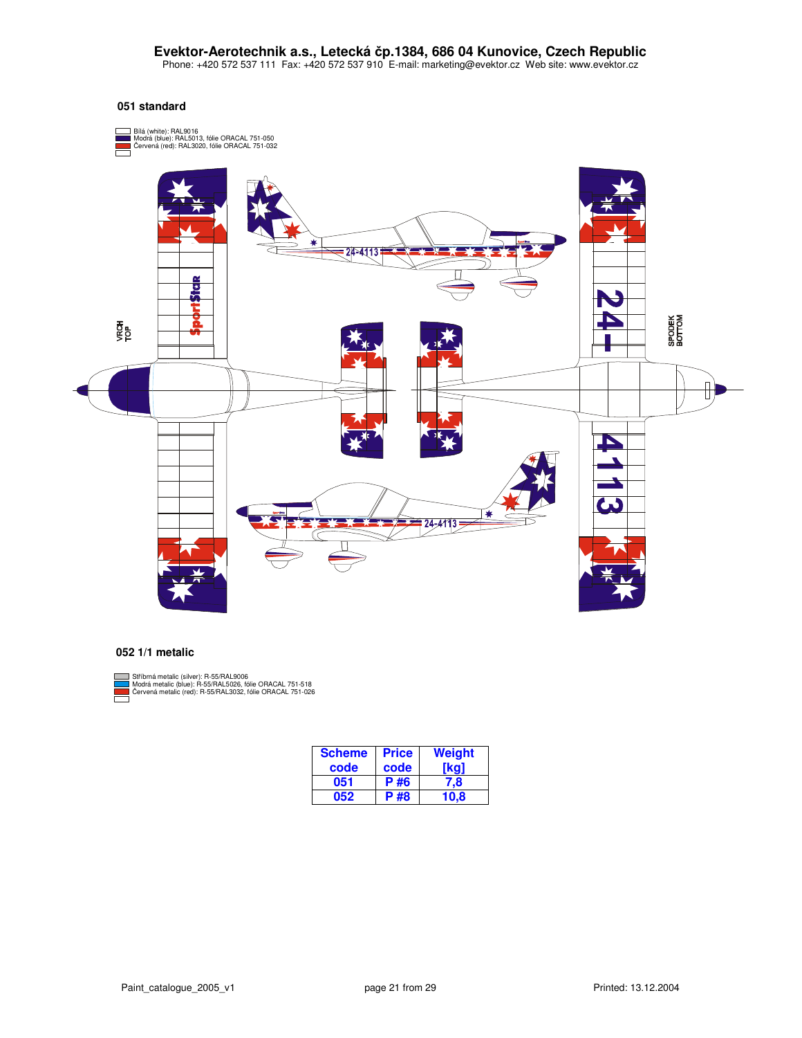# Evektor-Aerotechnik a.s., Letecká čp.1384, 686 04 Kunovice, Czech Republic

Phone: +420 572 537 111 Fax: +420 572 537 910 E-mail: marketing@evektor.cz Web site: www.evektor.cz

## 051 standard

- Bílá (white): RAL9016
- Modrá (blue): RAL5013, fólie ORACAL 751-050
- Červená (red): RAL3020, fólie ORACAL 751-032

## 052 1/1 metalic

- Stříbrná metalic (silver): R-55/RAL9006
- Modrá metalic (blue): R-55/RAL5026, fólie ORACAL 751-518
- Červená metalic (red): R-55/RAL3032, fólie ORACAL 751-026

| Scheme code | Price code | Weight [kg] |
|---|---|---|
| 051 | P #6 | 7,8 |
| 052 | P #8 | 10,8 |

Paint_catalogue_2005_v1

Printed: 13.12.2004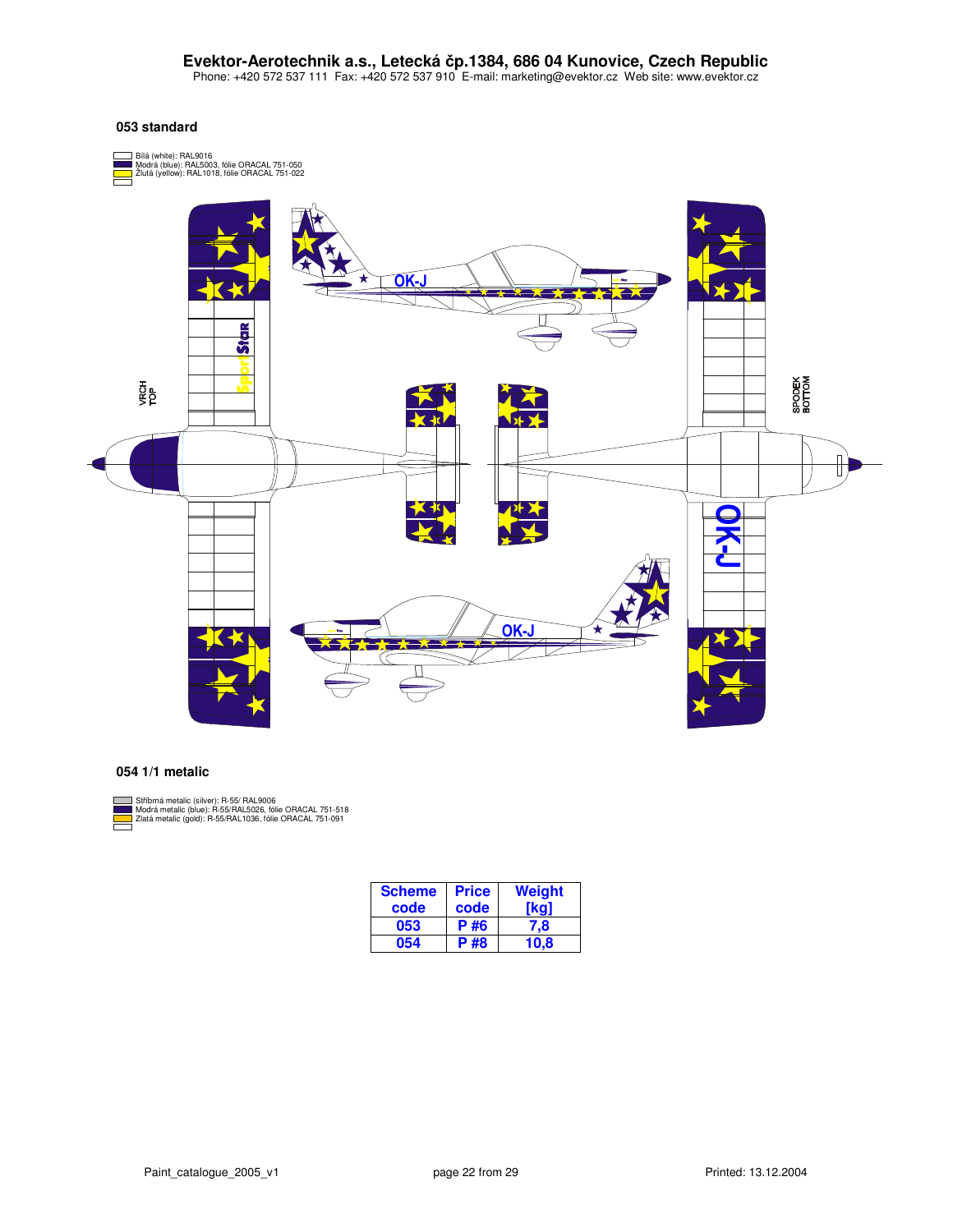**Evektor-Aerotechnik a.s., Letecká čp.1384, 686 04 Kunovice, Czech Republic**
Phone: +420 572 537 111 Fax: +420 572 537 910 E-mail: marketing@evektor.cz Web site: www.evektor.cz

## 053 standard

- Bílá (white): RAL9016
- Modrá (blue): RAL5003, fólie ORACAL 751-050
- Žlutá (yellow): RAL1018, fólie ORACAL 751-022

VRCH TOP

SPODEK BOTTOM

OK-J

SportStar

## 054 1/1 metalic

- Stříbrná metalic (silver): R-55/ RAL9006
- Modrá metalic (blue): R-55/RAL5026, fólie ORACAL 751-518
- Zlatá metalic (gold): R-55/RAL1036, fólie ORACAL 751-091

| Scheme code | Price code | Weight [kg] |
|---|---|---|
| 053 | P #6 | 7,8 |
| 054 | P #8 | 10,8 |

Paint_catalogue_2005_v1 Printed: 13.12.2004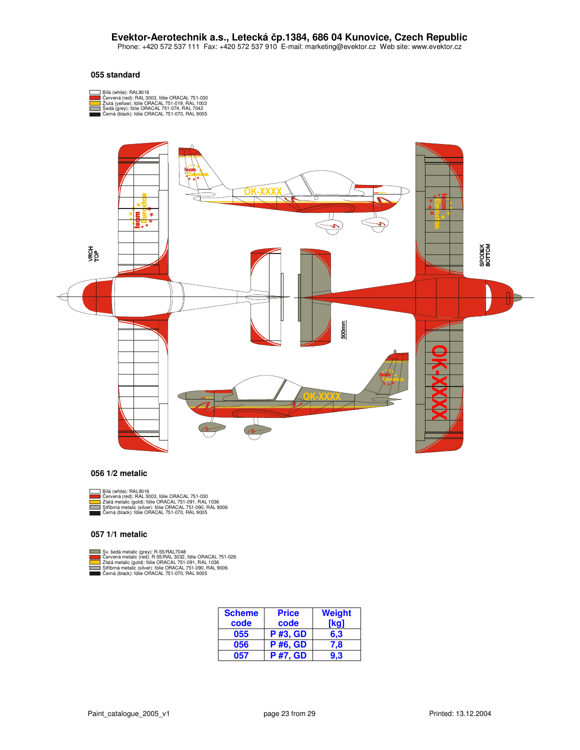**Evektor-Aerotechnik a.s., Letecká čp.1384, 686 04 Kunovice, Czech Republic**
Phone: +420 572 537 111 Fax: +420 572 537 910 E-mail: marketing@evektor.cz Web site: www.evektor.cz

### 055 standard

- Bílá (white): RAL9016
- Červená (red): RAL 3003, fólie ORACAL 751-030
- Žlutá (yellow): fólie ORACAL 751-019, RAL 1003
- Šedá (grey): fólie ORACAL 751-074, RAL 7042
- Černá (black): fólie ORACAL 751-070, RAL 9005

### 056 1/2 metalic

- Bílá (white): RAL9016
- Červená (red): RAL 3003, fólie ORACAL 751-030
- Zlatá metalic (gold): fólie ORACAL 751-091, RAL 1036
- Stříbrná metalic (silver): fólie ORACAL 751-090, RAL 9006
- Černá (black): fólie ORACAL 751-070, RAL 9005

### 057 1/1 metalic

- Sv. šedá metalic (grey): R-55/RAL7048
- Červená metalic (red): R-55/RAL 3032, fólie ORACAL 751-026
- Zlatá metalic (gold): fólie ORACAL 751-091, RAL 1036
- Stříbrná metalic (silver): fólie ORACAL 751-090, RAL 9006
- Černá (black): fólie ORACAL 751-070, RAL 9005

| Scheme code | Price code | Weight [kg] |
|---|---|---|
| 055 | P #3, GD | 6,3 |
| 056 | P #6, GD | 7,8 |
| 057 | P #7, GD | 9,3 |

Paint_catalogue_2005_v1 — Printed: 13.12.2004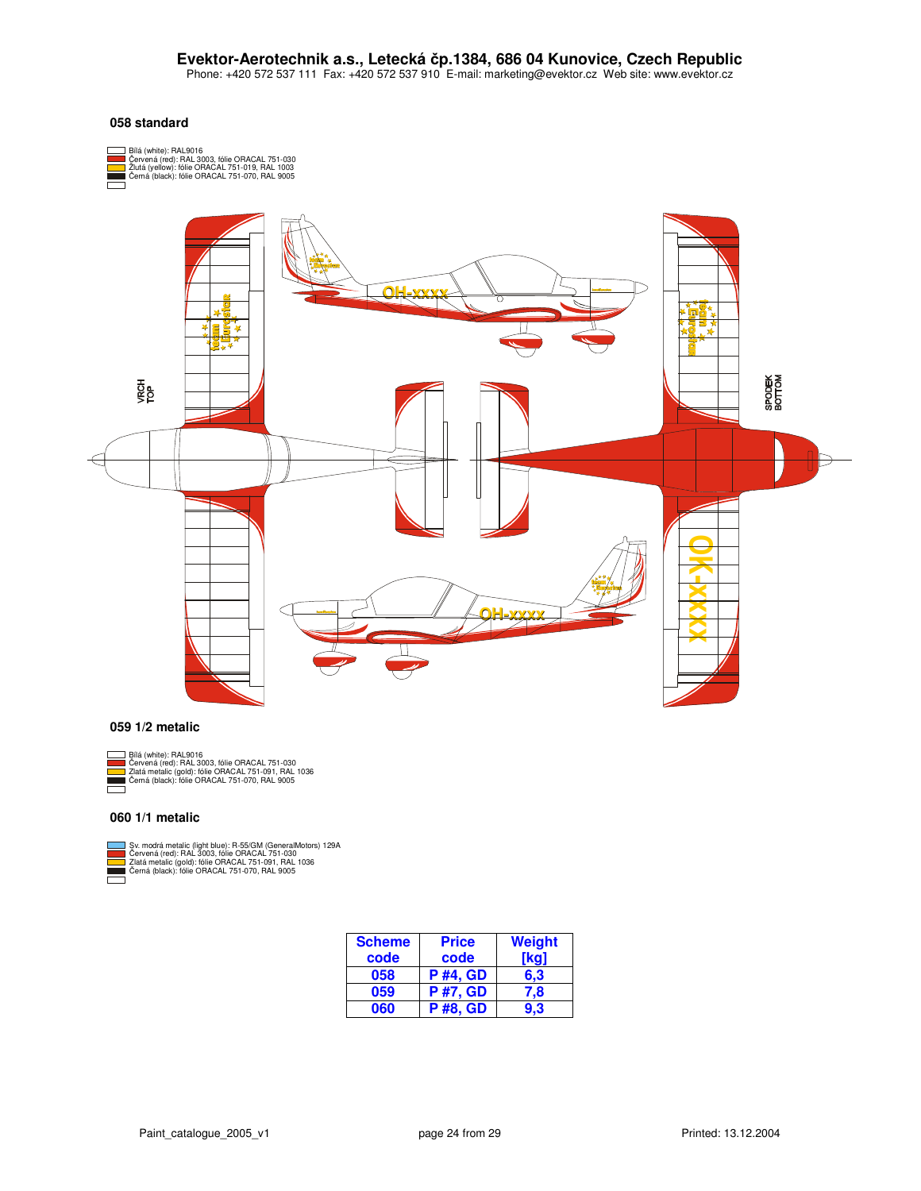**Evektor-Aerotechnik a.s., Letecká čp.1384, 686 04 Kunovice, Czech Republic**
Phone: +420 572 537 111 Fax: +420 572 537 910 E-mail: marketing@evektor.cz Web site: www.evektor.cz

### 058 standard

- Bílá (white): RAL9016
- Červená (red): RAL 3003, fólie ORACAL 751-030
- Žlutá (yellow): fólie ORACAL 751-019, RAL 1003
- Černá (black): fólie ORACAL 751-070, RAL 9005

VRCH TOP

SPODEK BOTTOM

### 059 1/2 metalic

- Bílá (white): RAL9016
- Červená (red): RAL 3003, fólie ORACAL 751-030
- Zlatá metalic (gold): fólie ORACAL 751-091, RAL 1036
- Černá (black): fólie ORACAL 751-070, RAL 9005

### 060 1/1 metalic

- Sv. modrá metalic (light blue): R-55/GM (GeneralMotors) 129A
- Červená (red): RAL 3003, fólie ORACAL 751-030
- Zlatá metalic (gold): fólie ORACAL 751-091, RAL 1036
- Černá (black): fólie ORACAL 751-070, RAL 9005

| Scheme code | Price code | Weight [kg] |
|---|---|---|
| 058 | P #4, GD | 6,3 |
| 059 | P #7, GD | 7,8 |
| 060 | P #8, GD | 9,3 |

Paint_catalogue_2005_v1 Printed: 13.12.2004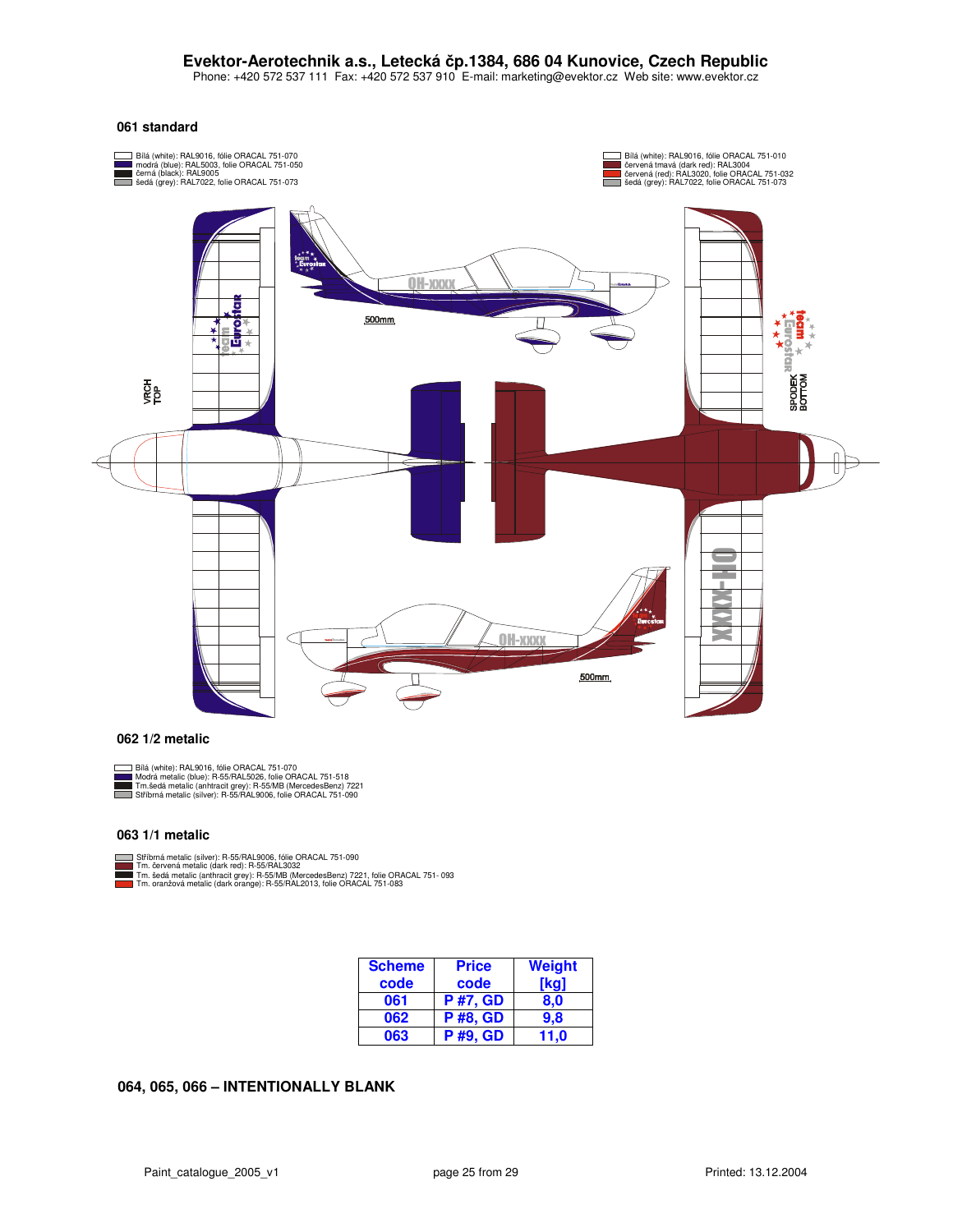**Evektor-Aerotechnik a.s., Letecká čp.1384, 686 04 Kunovice, Czech Republic**
Phone: +420 572 537 111 Fax: +420 572 537 910 E-mail: marketing@evektor.cz Web site: www.evektor.cz

### 061 standard

- Bílá (white): RAL9016, fólie ORACAL 751-070
- modrá (blue): RAL5003, folie ORACAL 751-050
- černá (black): RAL9005
- šedá (grey): RAL7022, folie ORACAL 751-073

- Bílá (white): RAL9016, fólie ORACAL 751-010
- červená tmavá (dark red): RAL3004
- červená (red): RAL3020, folie ORACAL 751-032
- šedá (grey): RAL7022, folie ORACAL 751-073

VRCH TOP

SPODEK BOTTOM

500mm

OH-XXXX

### 062 1/2 metalic

- Bílá (white): RAL9016, fólie ORACAL 751-070
- Modrá metalic (blue): R-55/RAL5026, folie ORACAL 751-518
- Tm.šedá metalic (anhtracit grey): R-55/MB (MercedesBenz) 7221
- Stříbrná metalic (silver): R-55/RAL9006, folie ORACAL 751-090

### 063 1/1 metalic

- Stříbrná metalic (silver): R-55/RAL9006, fólie ORACAL 751-090
- Tm. červená metalic (dark red): R-55/RAL3032
- Tm. šedá metalic (anthracit grey): R-55/MB (MercedesBenz) 7221, folie ORACAL 751- 093
- Tm. oranžová metalic (dark orange): R-55/RAL2013, folie ORACAL 751-083

| Scheme code | Price code | Weight [kg] |
|---|---|---|
| 061 | P #7, GD | 8,0 |
| 062 | P #8, GD | 9,8 |
| 063 | P #9, GD | 11,0 |

### 064, 065, 066 – INTENTIONALLY BLANK

Paint_catalogue_2005_v1 | Printed: 13.12.2004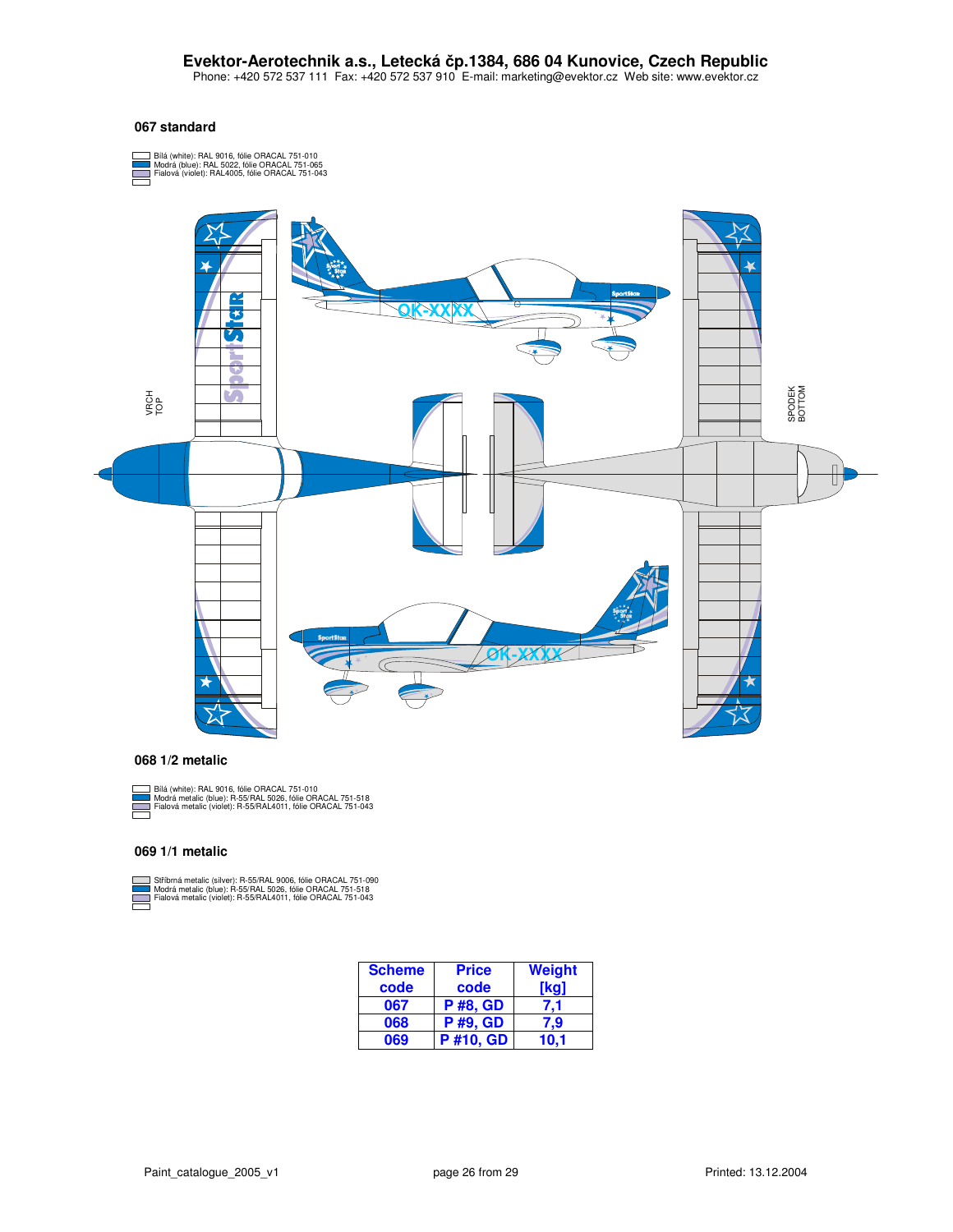**Evektor-Aerotechnik a.s., Letecká čp.1384, 686 04 Kunovice, Czech Republic**
Phone: +420 572 537 111 Fax: +420 572 537 910 E-mail: marketing@evektor.cz Web site: www.evektor.cz

### 067 standard

- Bílá (white): RAL 9016, fólie ORACAL 751-010
- Modrá (blue): RAL 5022, fólie ORACAL 751-065
- Fialová (violet): RAL4005, fólie ORACAL 751-043

VRCH TOP

SPODEK BOTTOM

OK-XXXX

### 068 1/2 metalic

- Bílá (white): RAL 9016, fólie ORACAL 751-010
- Modrá metalic (blue): R-55/RAL 5026, fólie ORACAL 751-518
- Fialová metalic (violet): R-55/RAL4011, fólie ORACAL 751-043

### 069 1/1 metalic

- Stříbrná metalic (silver): R-55/RAL 9006, fólie ORACAL 751-090
- Modrá metalic (blue): R-55/RAL 5026, fólie ORACAL 751-518
- Fialová metalic (violet): R-55/RAL4011, fólie ORACAL 751-043

| Scheme code | Price code | Weight [kg] |
|---|---|---|
| 067 | P #8, GD | 7,1 |
| 068 | P #9, GD | 7,9 |
| 069 | P #10, GD | 10,1 |

Paint_catalogue_2005_v1 Printed: 13.12.2004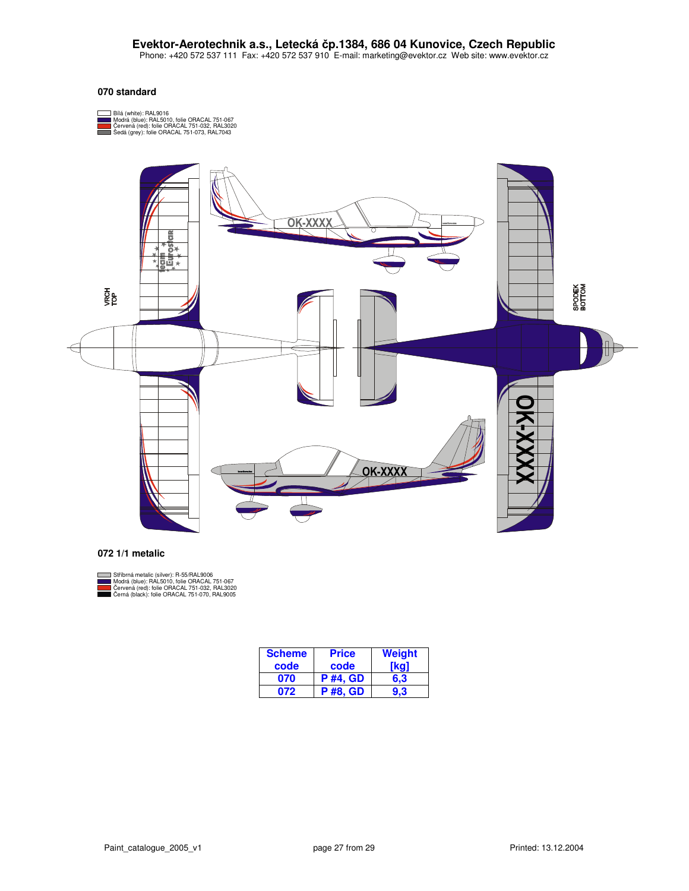**Evektor-Aerotechnik a.s., Letecká čp.1384, 686 04 Kunovice, Czech Republic**
Phone: +420 572 537 111 Fax: +420 572 537 910 E-mail: marketing@evektor.cz Web site: www.evektor.cz

### 070 standard

- Bílá (white): RAL9016
- Modrá (blue): RAL5010, folie ORACAL 751-067
- Červená (red): folie ORACAL 751-032, RAL3020
- Šedá (grey): folie ORACAL 751-073, RAL7043

### 072 1/1 metalic

- Stříbrná metalic (silver): R-55/RAL9006
- Modrá (blue): RAL5010, folie ORACAL 751-067
- Červená (red): folie ORACAL 751-032, RAL3020
- Černá (black): folie ORACAL 751-070, RAL9005

| Scheme code | Price code | Weight [kg] |
|---|---|---|
| 070 | P #4, GD | 6,3 |
| 072 | P #8, GD | 9,3 |

Paint_catalogue_2005_v1 Printed: 13.12.2004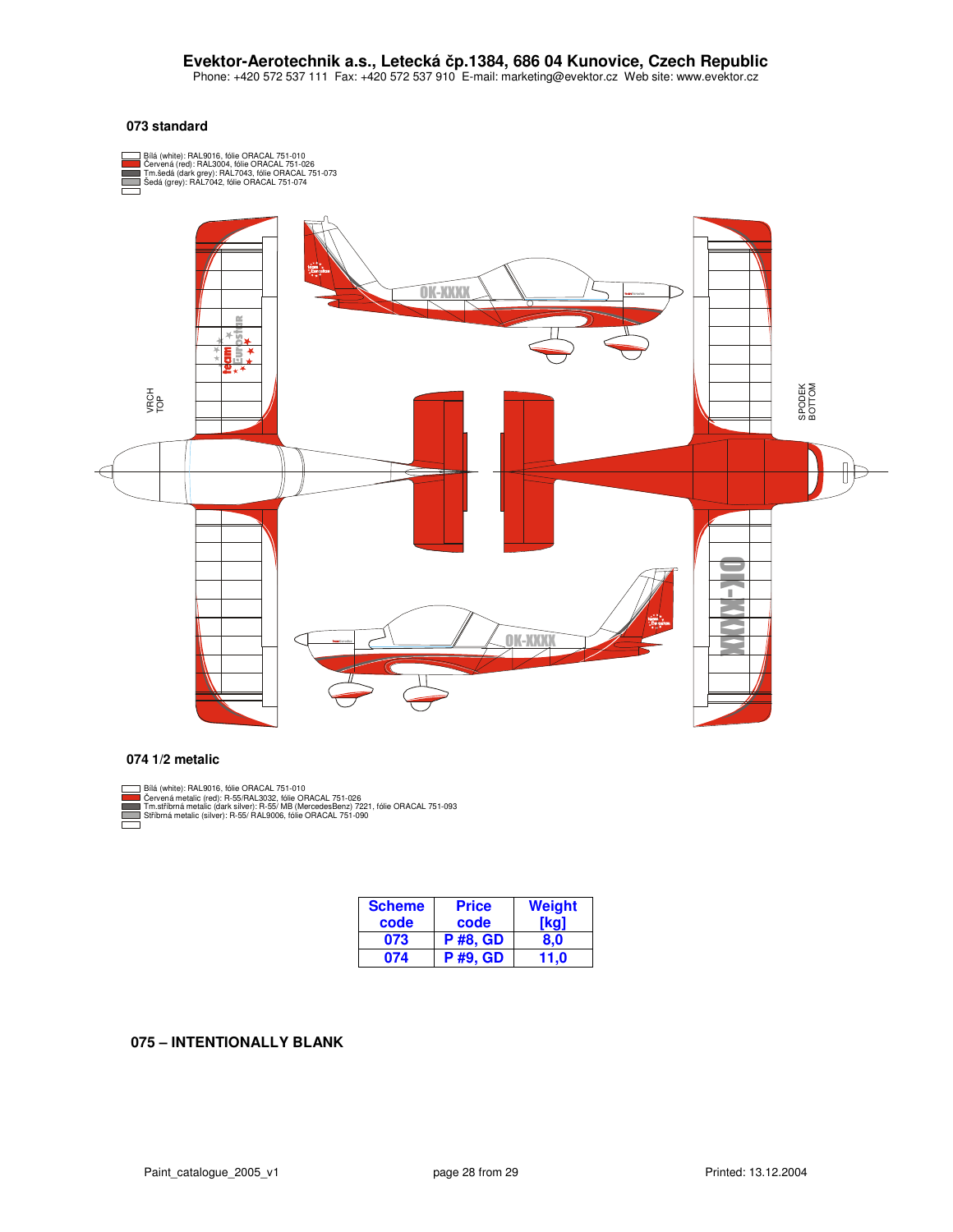Evektor-Aerotechnik a.s., Letecká čp.1384, 686 04 Kunovice, Czech Republic
Phone: +420 572 537 111 Fax: +420 572 537 910 E-mail: marketing@evektor.cz Web site: www.evektor.cz

**073 standard**

- Bílá (white): RAL9016, fólie ORACAL 751-010
- Červená (red): RAL3004, fólie ORACAL 751-026
- Tm.šedá (dark grey): RAL7043, fólie ORACAL 751-073
- Šedá (grey): RAL7042, fólie ORACAL 751-074

VRCH TOP

SPODEK BOTTOM

OK-XXXX

**074 1/2 metalic**

- Bílá (white): RAL9016, fólie ORACAL 751-010
- Červená metalic (red): R-55/RAL3032, fólie ORACAL 751-026
- Tm.stříbrná metalic (dark silver): R-55/ MB (MercedesBenz) 7221, fólie ORACAL 751-093
- Stříbrná metalic (silver): R-55/ RAL9006, fólie ORACAL 751-090

| Scheme code | Price code | Weight [kg] |
|---|---|---|
| 073 | P #8, GD | 8,0 |
| 074 | P #9, GD | 11,0 |

**075 – INTENTIONALLY BLANK**

Paint_catalogue_2005_v1 Printed: 13.12.2004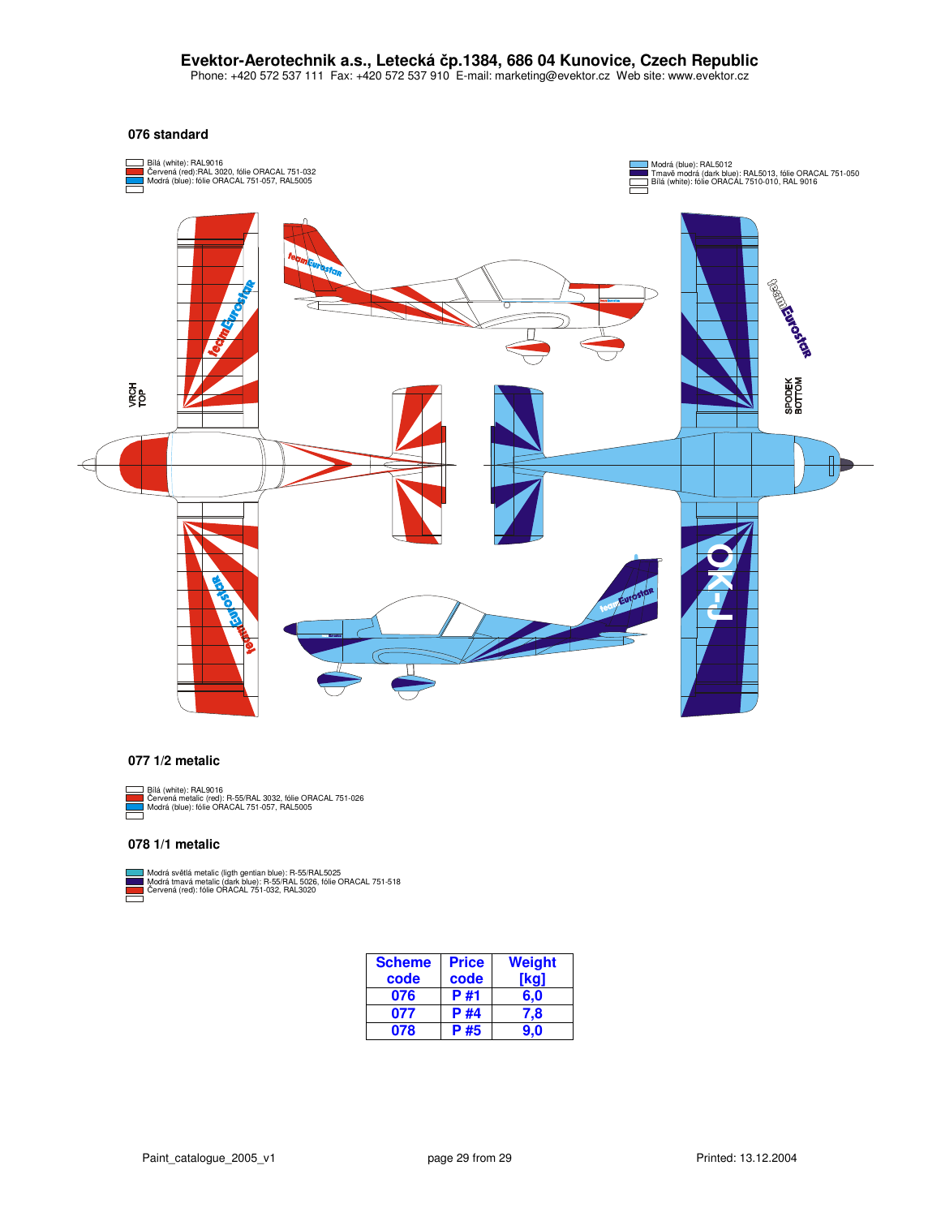**Evektor-Aerotechnik a.s., Letecká čp.1384, 686 04 Kunovice, Czech Republic**
Phone: +420 572 537 111 Fax: +420 572 537 910 E-mail: marketing@evektor.cz Web site: www.evektor.cz

### 076 standard

Bílá (white): RAL9016
Červená (red):RAL 3020, fólie ORACAL 751-032
Modrá (blue): fólie ORACAL 751-057, RAL5005

Modrá (blue): RAL5012
Tmavě modrá (dark blue): RAL5013, fólie ORACAL 751-050
Bílá (white): fólie ORACAL 7510-010, RAL 9016

VRCH
TOP

SPODEK
BOTTOM

### 077 1/2 metalic

Bílá (white): RAL9016
Červená metalic (red): R-55/RAL 3032, fólie ORACAL 751-026
Modrá (blue): fólie ORACAL 751-057, RAL5005

### 078 1/1 metalic

Modrá světlá metalic (ligth gentian blue): R-55/RAL5025
Modrá tmavá metalic (dark blue): R-55/RAL 5026, fólie ORACAL 751-518
Červená (red): fólie ORACAL 751-032, RAL3020

| Scheme code | Price code | Weight [kg] |
|---|---|---|
| 076 | P #1 | 6,0 |
| 077 | P #4 | 7,8 |
| 078 | P #5 | 9,0 |

Paint_catalogue_2005_v1 Printed: 13.12.2004